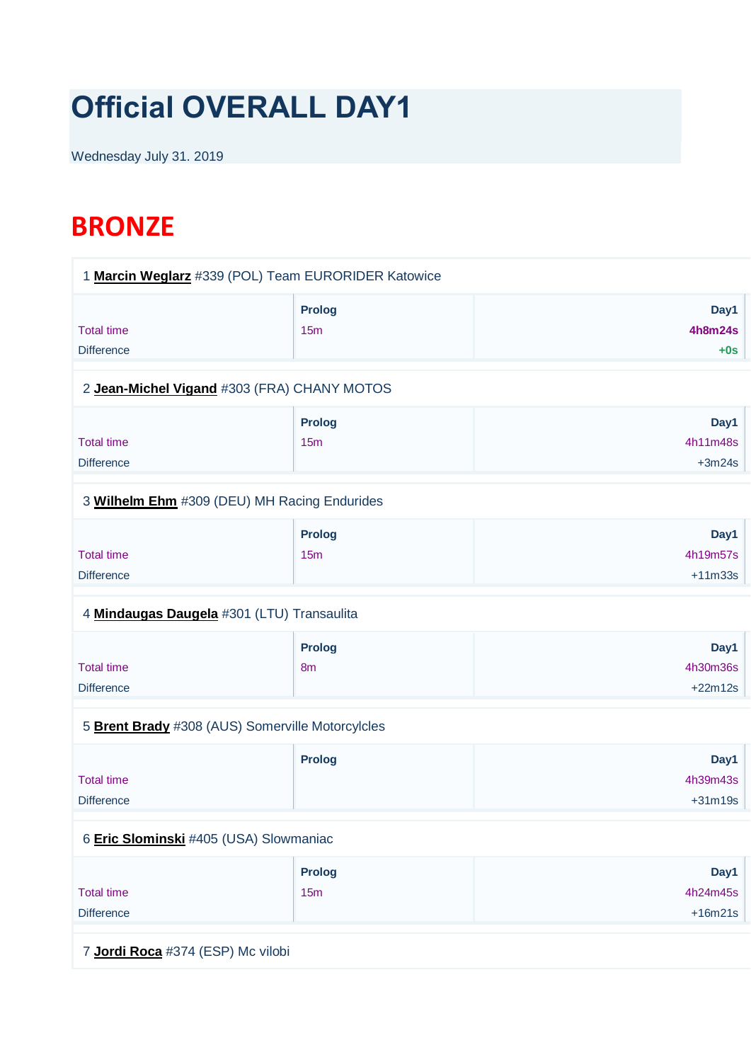# Official OVERALL DAY1

Wednesday July 31. 2019

## BRONZE

1 **Marcin Weglarz** #339 (POL) Team EURORIDER Katowice

| | Prolog | Day1 |
|---|---|---|
| Total time | 15m | **4h8m24s** |
| Difference | | **+0s** |

2 **Jean-Michel Vigand** #303 (FRA) CHANY MOTOS

| | Prolog | Day1 |
|---|---|---|
| Total time | 15m | 4h11m48s |
| Difference | | +3m24s |

3 **Wilhelm Ehm** #309 (DEU) MH Racing Endurides

| | Prolog | Day1 |
|---|---|---|
| Total time | 15m | 4h19m57s |
| Difference | | +11m33s |

4 **Mindaugas Daugela** #301 (LTU) Transaulita

| | Prolog | Day1 |
|---|---|---|
| Total time | 8m | 4h30m36s |
| Difference | | +22m12s |

5 **Brent Brady** #308 (AUS) Somerville Motorcylcles

| | Prolog | Day1 |
|---|---|---|
| Total time | | 4h39m43s |
| Difference | | +31m19s |

6 **Eric Slominski** #405 (USA) Slowmaniac

| | Prolog | Day1 |
|---|---|---|
| Total time | 15m | 4h24m45s |
| Difference | | +16m21s |

7 **Jordi Roca** #374 (ESP) Mc vilobi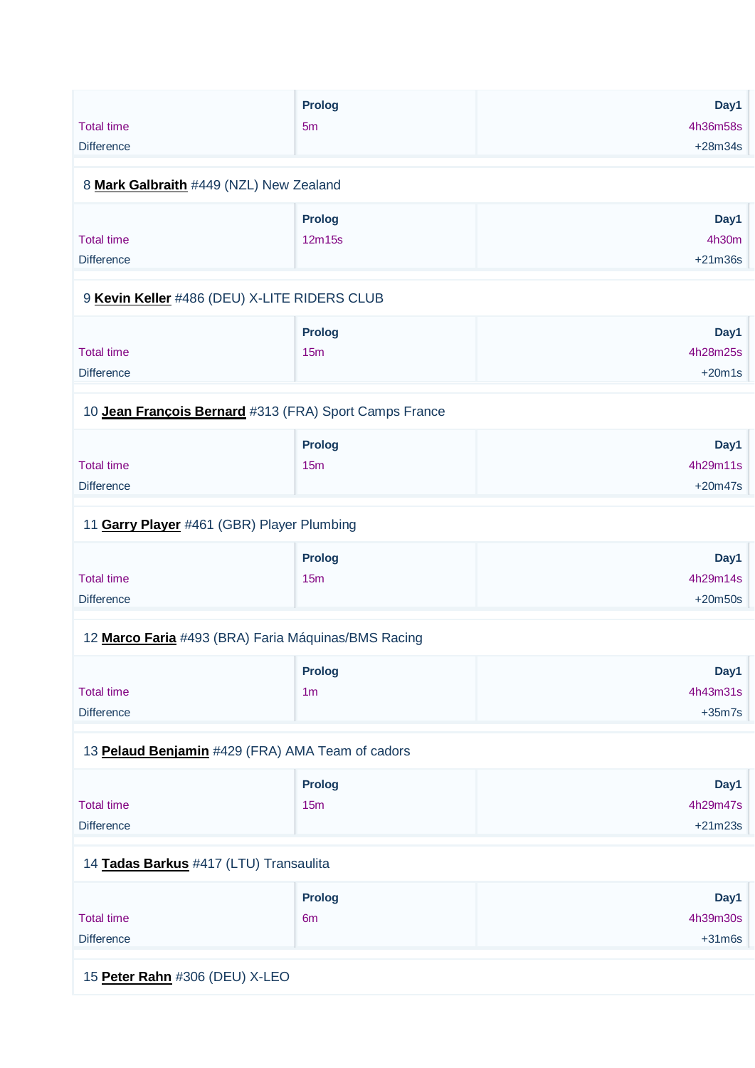| | Prolog | Day1 |
|---|---|---|
| Total time | 5m | 4h36m58s |
| Difference | | +28m34s |

8 **Mark Galbraith** #449 (NZL) New Zealand

| | Prolog | Day1 |
|---|---|---|
| Total time | 12m15s | 4h30m |
| Difference | | +21m36s |

9 **Kevin Keller** #486 (DEU) X-LITE RIDERS CLUB

| | Prolog | Day1 |
|---|---|---|
| Total time | 15m | 4h28m25s |
| Difference | | +20m1s |

10 **Jean François Bernard** #313 (FRA) Sport Camps France

| | Prolog | Day1 |
|---|---|---|
| Total time | 15m | 4h29m11s |
| Difference | | +20m47s |

11 **Garry Player** #461 (GBR) Player Plumbing

| | Prolog | Day1 |
|---|---|---|
| Total time | 15m | 4h29m14s |
| Difference | | +20m50s |

12 **Marco Faria** #493 (BRA) Faria Máquinas/BMS Racing

| | Prolog | Day1 |
|---|---|---|
| Total time | 1m | 4h43m31s |
| Difference | | +35m7s |

13 **Pelaud Benjamin** #429 (FRA) AMA Team of cadors

| | Prolog | Day1 |
|---|---|---|
| Total time | 15m | 4h29m47s |
| Difference | | +21m23s |

14 **Tadas Barkus** #417 (LTU) Transaulita

| | Prolog | Day1 |
|---|---|---|
| Total time | 6m | 4h39m30s |
| Difference | | +31m6s |

15 **Peter Rahn** #306 (DEU) X-LEO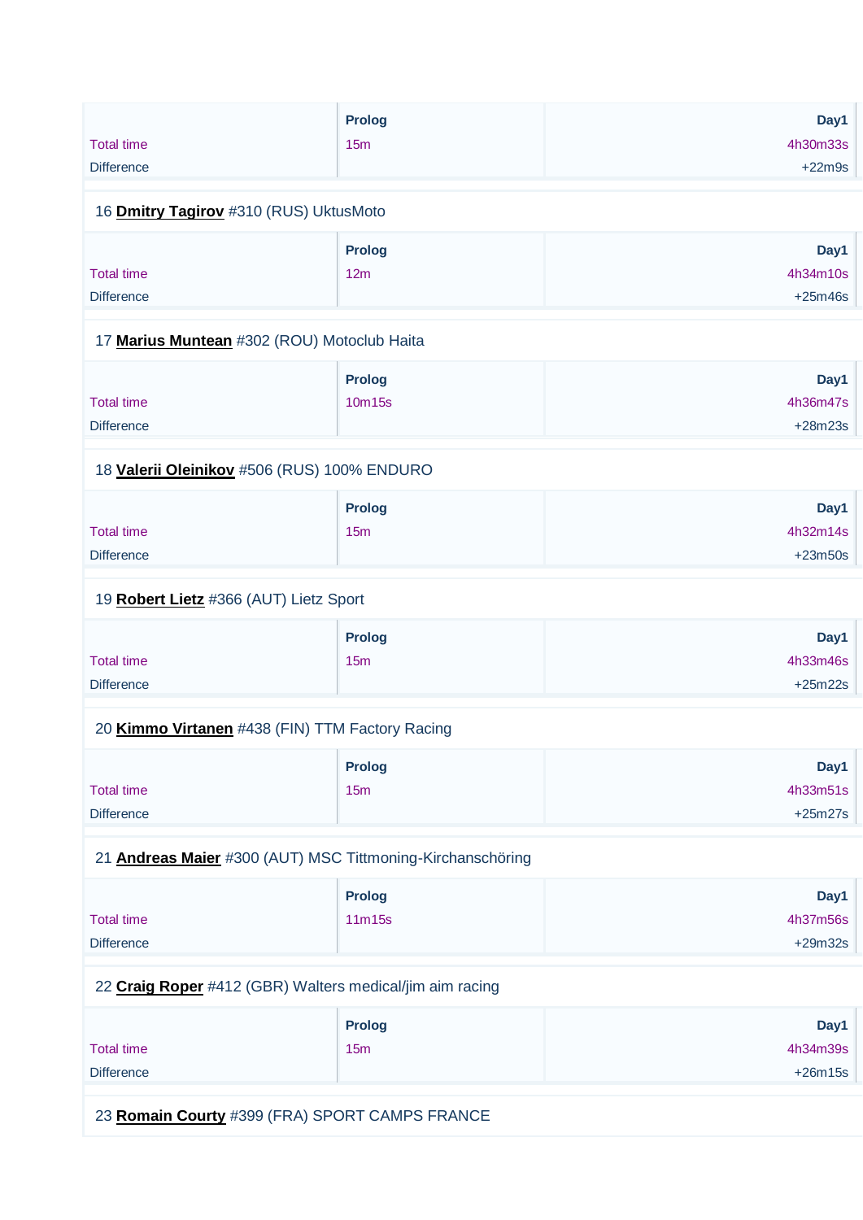| | Prolog | Day1 |
|---|---|---|
| Total time | 15m | 4h30m33s |
| Difference | | +22m9s |

16 **Dmitry Tagirov** #310 (RUS) UktusMoto

| | Prolog | Day1 |
|---|---|---|
| Total time | 12m | 4h34m10s |
| Difference | | +25m46s |

17 **Marius Muntean** #302 (ROU) Motoclub Haita

| | Prolog | Day1 |
|---|---|---|
| Total time | 10m15s | 4h36m47s |
| Difference | | +28m23s |

18 **Valerii Oleinikov** #506 (RUS) 100% ENDURO

| | Prolog | Day1 |
|---|---|---|
| Total time | 15m | 4h32m14s |
| Difference | | +23m50s |

19 **Robert Lietz** #366 (AUT) Lietz Sport

| | Prolog | Day1 |
|---|---|---|
| Total time | 15m | 4h33m46s |
| Difference | | +25m22s |

20 **Kimmo Virtanen** #438 (FIN) TTM Factory Racing

| | Prolog | Day1 |
|---|---|---|
| Total time | 15m | 4h33m51s |
| Difference | | +25m27s |

21 **Andreas Maier** #300 (AUT) MSC Tittmoning-Kirchanschöring

| | Prolog | Day1 |
|---|---|---|
| Total time | 11m15s | 4h37m56s |
| Difference | | +29m32s |

22 **Craig Roper** #412 (GBR) Walters medical/jim aim racing

| | Prolog | Day1 |
|---|---|---|
| Total time | 15m | 4h34m39s |
| Difference | | +26m15s |

23 **Romain Courty** #399 (FRA) SPORT CAMPS FRANCE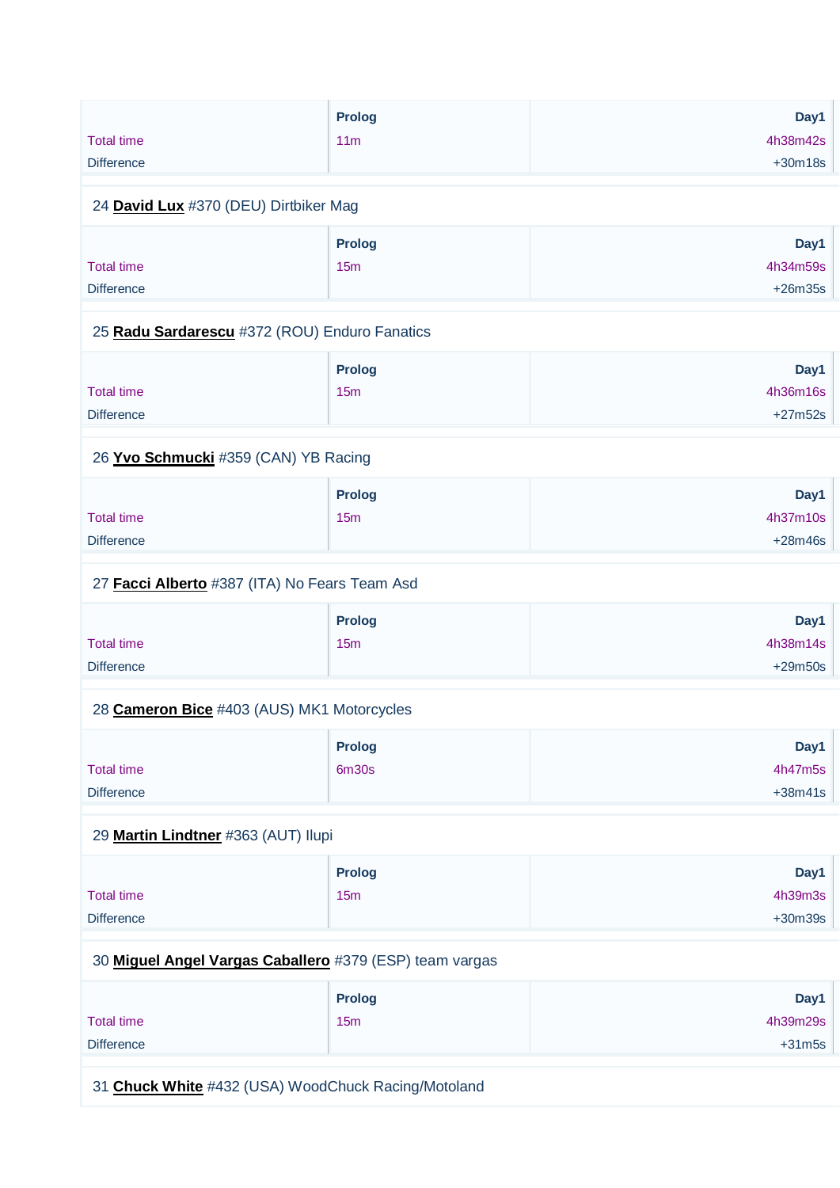| | Prolog | Day1 |
|---|---|---|
| Total time | 11m | 4h38m42s |
| Difference | | +30m18s |

24 **David Lux** #370 (DEU) Dirtbiker Mag

| | Prolog | Day1 |
|---|---|---|
| Total time | 15m | 4h34m59s |
| Difference | | +26m35s |

25 **Radu Sardarescu** #372 (ROU) Enduro Fanatics

| | Prolog | Day1 |
|---|---|---|
| Total time | 15m | 4h36m16s |
| Difference | | +27m52s |

26 **Yvo Schmucki** #359 (CAN) YB Racing

| | Prolog | Day1 |
|---|---|---|
| Total time | 15m | 4h37m10s |
| Difference | | +28m46s |

27 **Facci Alberto** #387 (ITA) No Fears Team Asd

| | Prolog | Day1 |
|---|---|---|
| Total time | 15m | 4h38m14s |
| Difference | | +29m50s |

28 **Cameron Bice** #403 (AUS) MK1 Motorcycles

| | Prolog | Day1 |
|---|---|---|
| Total time | 6m30s | 4h47m5s |
| Difference | | +38m41s |

29 **Martin Lindtner** #363 (AUT) Ilupi

| | Prolog | Day1 |
|---|---|---|
| Total time | 15m | 4h39m3s |
| Difference | | +30m39s |

30 **Miguel Angel Vargas Caballero** #379 (ESP) team vargas

| | Prolog | Day1 |
|---|---|---|
| Total time | 15m | 4h39m29s |
| Difference | | +31m5s |

31 **Chuck White** #432 (USA) WoodChuck Racing/Motoland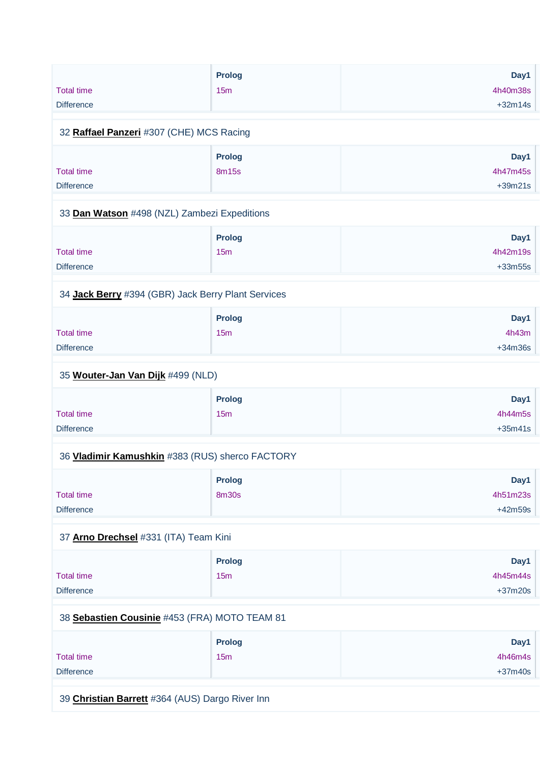| | Prolog | Day1 |
|---|---|---|
| Total time | 15m | 4h40m38s |
| Difference | | +32m14s |

32 **Raffael Panzeri** #307 (CHE) MCS Racing

| | Prolog | Day1 |
|---|---|---|
| Total time | 8m15s | 4h47m45s |
| Difference | | +39m21s |

33 **Dan Watson** #498 (NZL) Zambezi Expeditions

| | Prolog | Day1 |
|---|---|---|
| Total time | 15m | 4h42m19s |
| Difference | | +33m55s |

34 **Jack Berry** #394 (GBR) Jack Berry Plant Services

| | Prolog | Day1 |
|---|---|---|
| Total time | 15m | 4h43m |
| Difference | | +34m36s |

35 **Wouter-Jan Van Dijk** #499 (NLD)

| | Prolog | Day1 |
|---|---|---|
| Total time | 15m | 4h44m5s |
| Difference | | +35m41s |

36 **Vladimir Kamushkin** #383 (RUS) sherco FACTORY

| | Prolog | Day1 |
|---|---|---|
| Total time | 8m30s | 4h51m23s |
| Difference | | +42m59s |

37 **Arno Drechsel** #331 (ITA) Team Kini

| | Prolog | Day1 |
|---|---|---|
| Total time | 15m | 4h45m44s |
| Difference | | +37m20s |

38 **Sebastien Cousinie** #453 (FRA) MOTO TEAM 81

| | Prolog | Day1 |
|---|---|---|
| Total time | 15m | 4h46m4s |
| Difference | | +37m40s |

39 **Christian Barrett** #364 (AUS) Dargo River Inn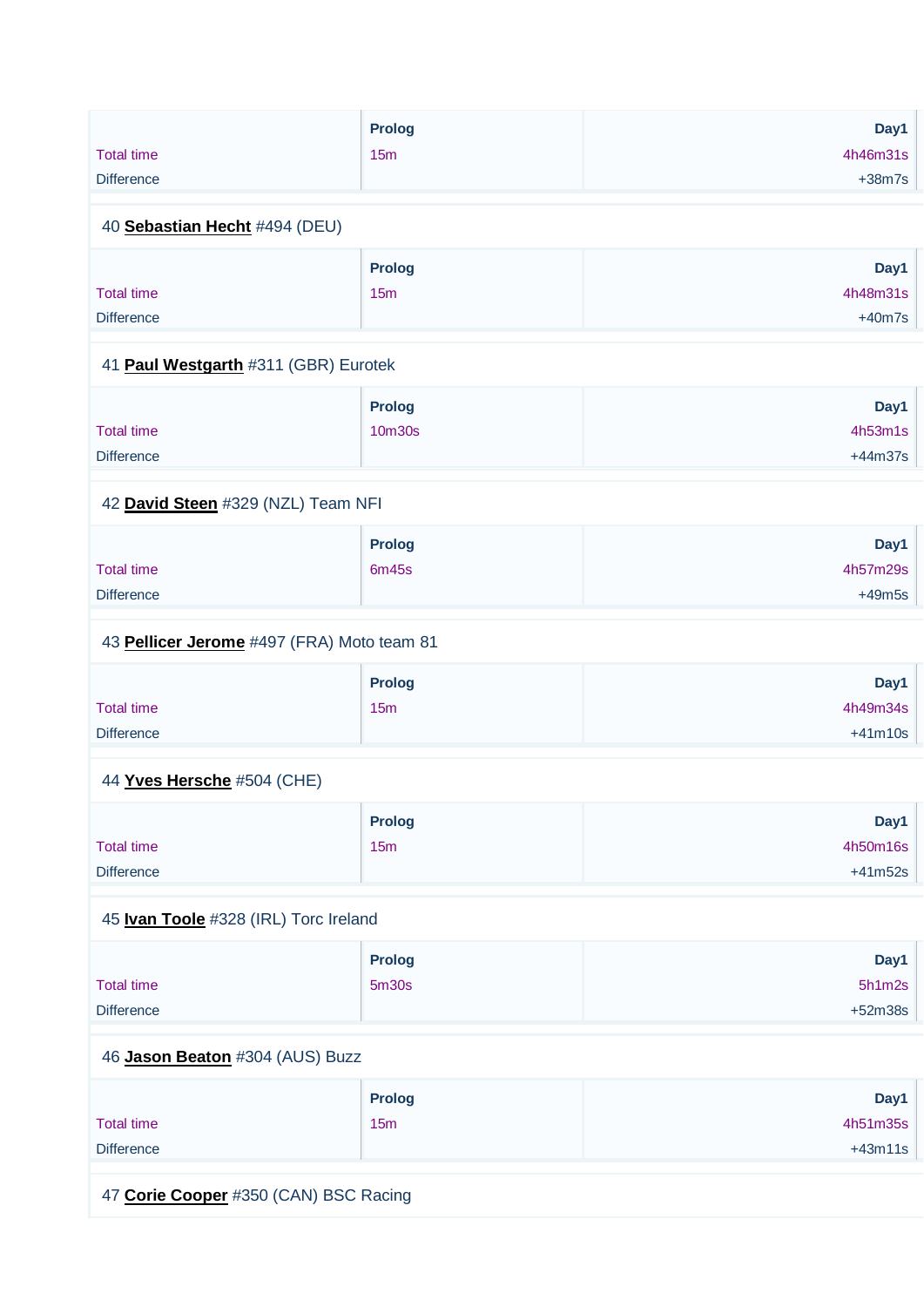| | Prolog | Day1 |
|---|---|---|
| Total time | 15m | 4h46m31s |
| Difference | | +38m7s |

40 **Sebastian Hecht** #494 (DEU)

| | Prolog | Day1 |
|---|---|---|
| Total time | 15m | 4h48m31s |
| Difference | | +40m7s |

41 **Paul Westgarth** #311 (GBR) Eurotek

| | Prolog | Day1 |
|---|---|---|
| Total time | 10m30s | 4h53m1s |
| Difference | | +44m37s |

42 **David Steen** #329 (NZL) Team NFI

| | Prolog | Day1 |
|---|---|---|
| Total time | 6m45s | 4h57m29s |
| Difference | | +49m5s |

43 **Pellicer Jerome** #497 (FRA) Moto team 81

| | Prolog | Day1 |
|---|---|---|
| Total time | 15m | 4h49m34s |
| Difference | | +41m10s |

44 **Yves Hersche** #504 (CHE)

| | Prolog | Day1 |
|---|---|---|
| Total time | 15m | 4h50m16s |
| Difference | | +41m52s |

45 **Ivan Toole** #328 (IRL) Torc Ireland

| | Prolog | Day1 |
|---|---|---|
| Total time | 5m30s | 5h1m2s |
| Difference | | +52m38s |

46 **Jason Beaton** #304 (AUS) Buzz

| | Prolog | Day1 |
|---|---|---|
| Total time | 15m | 4h51m35s |
| Difference | | +43m11s |

47 **Corie Cooper** #350 (CAN) BSC Racing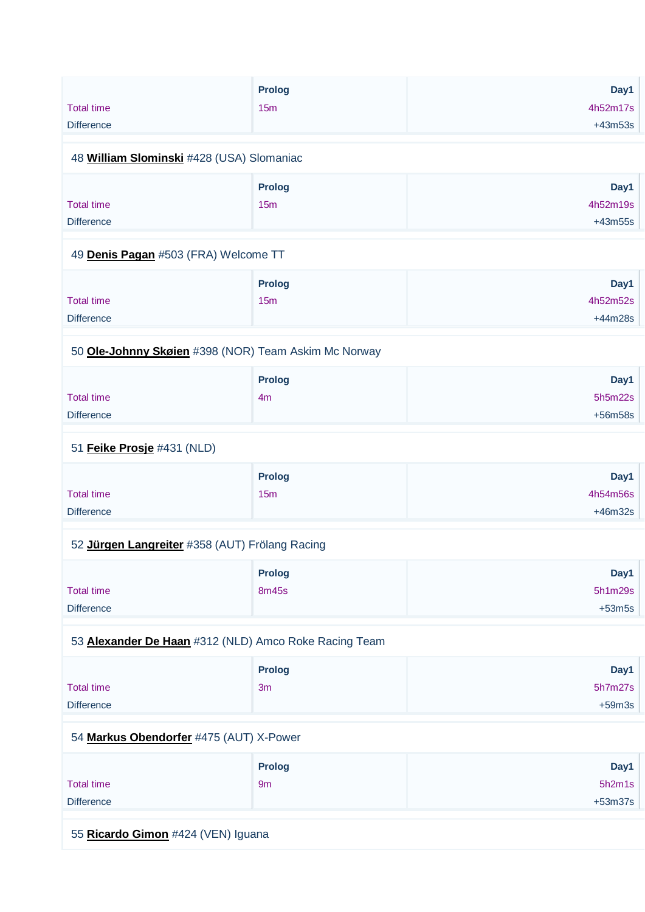| | Prolog | Day1 |
|---|---|---|
| Total time | 15m | 4h52m17s |
| Difference | | +43m53s |

48 **William Slominski** #428 (USA) Slomaniac

| | Prolog | Day1 |
|---|---|---|
| Total time | 15m | 4h52m19s |
| Difference | | +43m55s |

49 **Denis Pagan** #503 (FRA) Welcome TT

| | Prolog | Day1 |
|---|---|---|
| Total time | 15m | 4h52m52s |
| Difference | | +44m28s |

50 **Ole-Johnny Skøien** #398 (NOR) Team Askim Mc Norway

| | Prolog | Day1 |
|---|---|---|
| Total time | 4m | 5h5m22s |
| Difference | | +56m58s |

51 **Feike Prosje** #431 (NLD)

| | Prolog | Day1 |
|---|---|---|
| Total time | 15m | 4h54m56s |
| Difference | | +46m32s |

52 **Jürgen Langreiter** #358 (AUT) Frölang Racing

| | Prolog | Day1 |
|---|---|---|
| Total time | 8m45s | 5h1m29s |
| Difference | | +53m5s |

53 **Alexander De Haan** #312 (NLD) Amco Roke Racing Team

| | Prolog | Day1 |
|---|---|---|
| Total time | 3m | 5h7m27s |
| Difference | | +59m3s |

54 **Markus Obendorfer** #475 (AUT) X-Power

| | Prolog | Day1 |
|---|---|---|
| Total time | 9m | 5h2m1s |
| Difference | | +53m37s |

55 **Ricardo Gimon** #424 (VEN) Iguana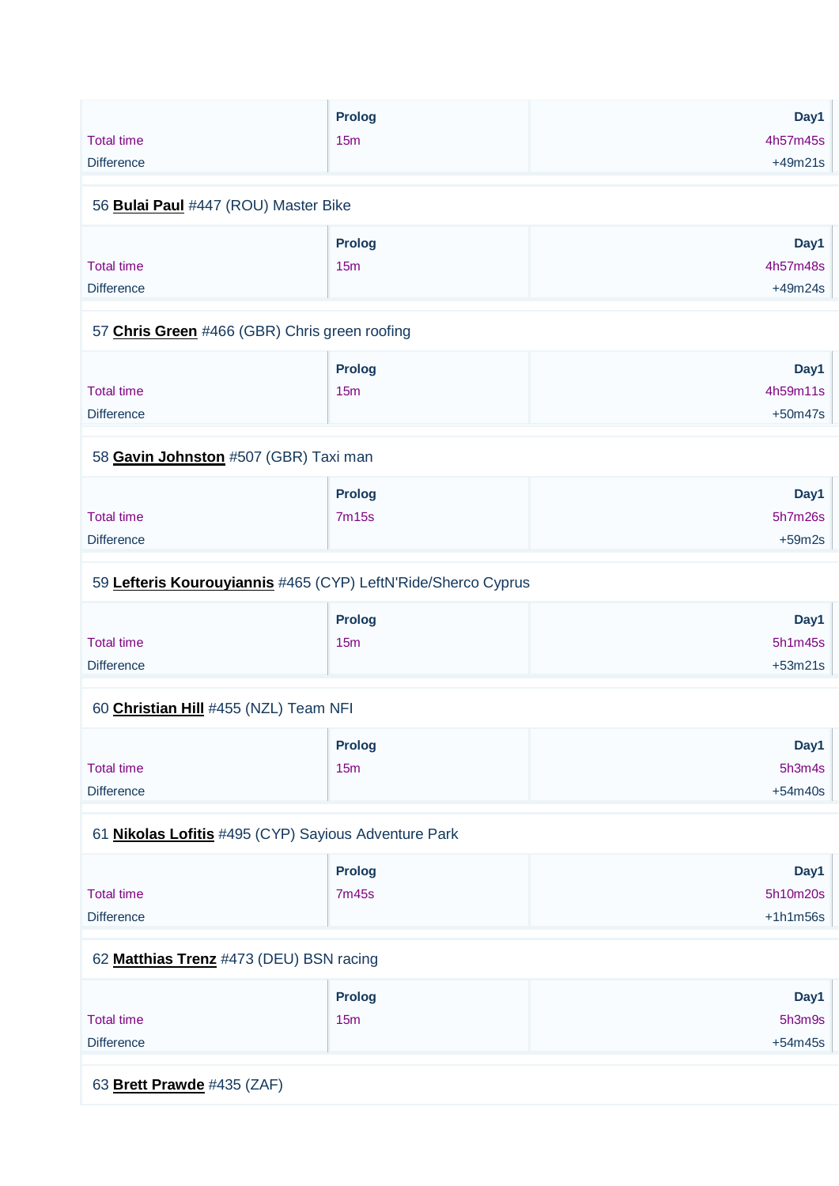| | Prolog | Day1 |
|---|---|---|
| Total time | 15m | 4h57m45s |
| Difference | | +49m21s |

56 **Bulai Paul** #447 (ROU) Master Bike

| | Prolog | Day1 |
|---|---|---|
| Total time | 15m | 4h57m48s |
| Difference | | +49m24s |

57 **Chris Green** #466 (GBR) Chris green roofing

| | Prolog | Day1 |
|---|---|---|
| Total time | 15m | 4h59m11s |
| Difference | | +50m47s |

58 **Gavin Johnston** #507 (GBR) Taxi man

| | Prolog | Day1 |
|---|---|---|
| Total time | 7m15s | 5h7m26s |
| Difference | | +59m2s |

59 **Lefteris Kourouyiannis** #465 (CYP) LeftN'Ride/Sherco Cyprus

| | Prolog | Day1 |
|---|---|---|
| Total time | 15m | 5h1m45s |
| Difference | | +53m21s |

60 **Christian Hill** #455 (NZL) Team NFI

| | Prolog | Day1 |
|---|---|---|
| Total time | 15m | 5h3m4s |
| Difference | | +54m40s |

61 **Nikolas Lofitis** #495 (CYP) Sayious Adventure Park

| | Prolog | Day1 |
|---|---|---|
| Total time | 7m45s | 5h10m20s |
| Difference | | +1h1m56s |

62 **Matthias Trenz** #473 (DEU) BSN racing

| | Prolog | Day1 |
|---|---|---|
| Total time | 15m | 5h3m9s |
| Difference | | +54m45s |

63 **Brett Prawde** #435 (ZAF)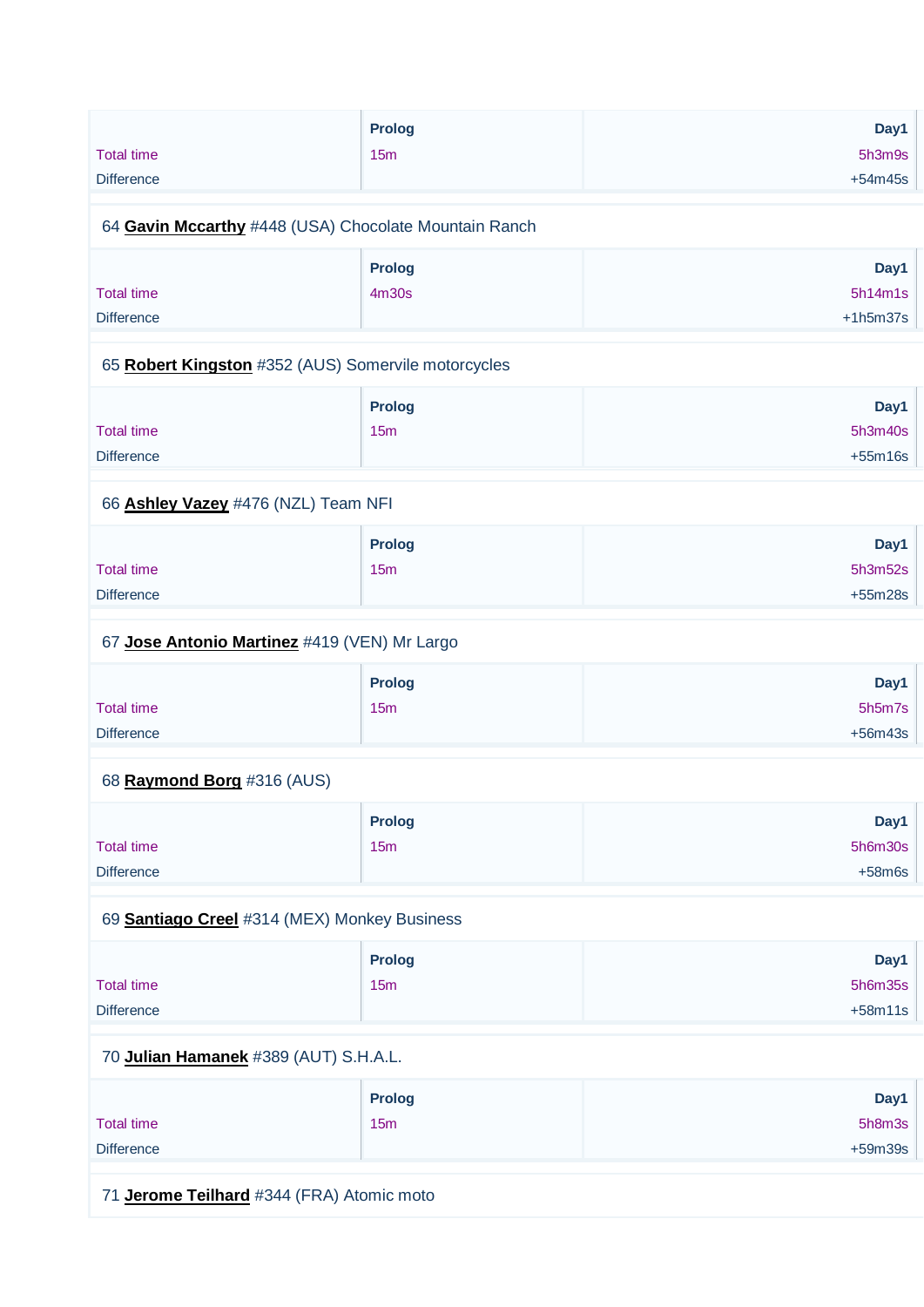| | Prolog | Day1 |
|---|---|---|
| Total time | 15m | 5h3m9s |
| Difference | | +54m45s |

64 **Gavin Mccarthy** #448 (USA) Chocolate Mountain Ranch

| | Prolog | Day1 |
|---|---|---|
| Total time | 4m30s | 5h14m1s |
| Difference | | +1h5m37s |

65 **Robert Kingston** #352 (AUS) Somervile motorcycles

| | Prolog | Day1 |
|---|---|---|
| Total time | 15m | 5h3m40s |
| Difference | | +55m16s |

66 **Ashley Vazey** #476 (NZL) Team NFI

| | Prolog | Day1 |
|---|---|---|
| Total time | 15m | 5h3m52s |
| Difference | | +55m28s |

67 **Jose Antonio Martinez** #419 (VEN) Mr Largo

| | Prolog | Day1 |
|---|---|---|
| Total time | 15m | 5h5m7s |
| Difference | | +56m43s |

68 **Raymond Borg** #316 (AUS)

| | Prolog | Day1 |
|---|---|---|
| Total time | 15m | 5h6m30s |
| Difference | | +58m6s |

69 **Santiago Creel** #314 (MEX) Monkey Business

| | Prolog | Day1 |
|---|---|---|
| Total time | 15m | 5h6m35s |
| Difference | | +58m11s |

70 **Julian Hamanek** #389 (AUT) S.H.A.L.

| | Prolog | Day1 |
|---|---|---|
| Total time | 15m | 5h8m3s |
| Difference | | +59m39s |

71 **Jerome Teilhard** #344 (FRA) Atomic moto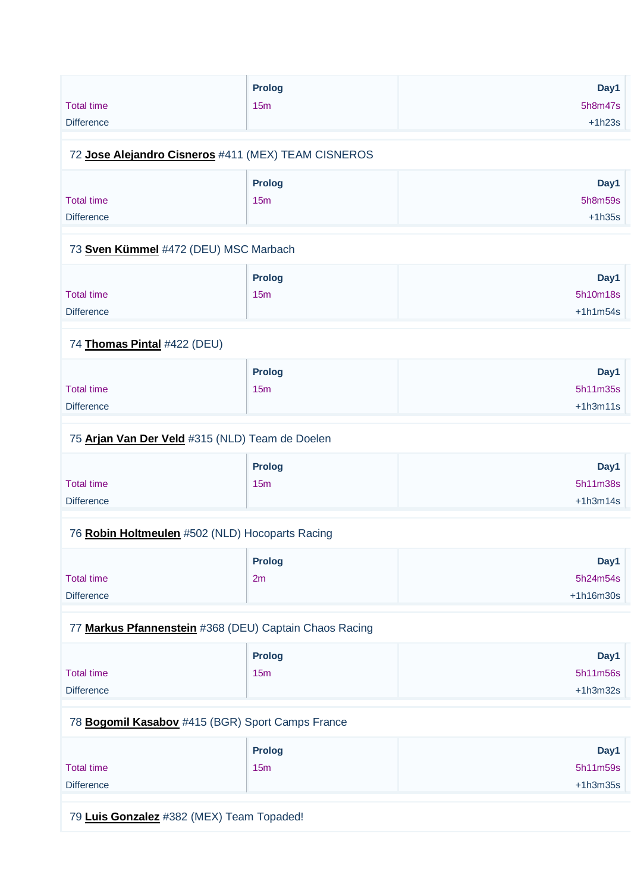| | Prolog | Day1 |
| --- | --- | --- |
| Total time | 15m | 5h8m47s |
| Difference | | +1h23s |

72 **Jose Alejandro Cisneros** #411 (MEX) TEAM CISNEROS

| | Prolog | Day1 |
| --- | --- | --- |
| Total time | 15m | 5h8m59s |
| Difference | | +1h35s |

73 **Sven Kümmel** #472 (DEU) MSC Marbach

| | Prolog | Day1 |
| --- | --- | --- |
| Total time | 15m | 5h10m18s |
| Difference | | +1h1m54s |

74 **Thomas Pintal** #422 (DEU)

| | Prolog | Day1 |
| --- | --- | --- |
| Total time | 15m | 5h11m35s |
| Difference | | +1h3m11s |

75 **Arjan Van Der Veld** #315 (NLD) Team de Doelen

| | Prolog | Day1 |
| --- | --- | --- |
| Total time | 15m | 5h11m38s |
| Difference | | +1h3m14s |

76 **Robin Holtmeulen** #502 (NLD) Hocoparts Racing

| | Prolog | Day1 |
| --- | --- | --- |
| Total time | 2m | 5h24m54s |
| Difference | | +1h16m30s |

77 **Markus Pfannenstein** #368 (DEU) Captain Chaos Racing

| | Prolog | Day1 |
| --- | --- | --- |
| Total time | 15m | 5h11m56s |
| Difference | | +1h3m32s |

78 **Bogomil Kasabov** #415 (BGR) Sport Camps France

| | Prolog | Day1 |
| --- | --- | --- |
| Total time | 15m | 5h11m59s |
| Difference | | +1h3m35s |

79 **Luis Gonzalez** #382 (MEX) Team Topaded!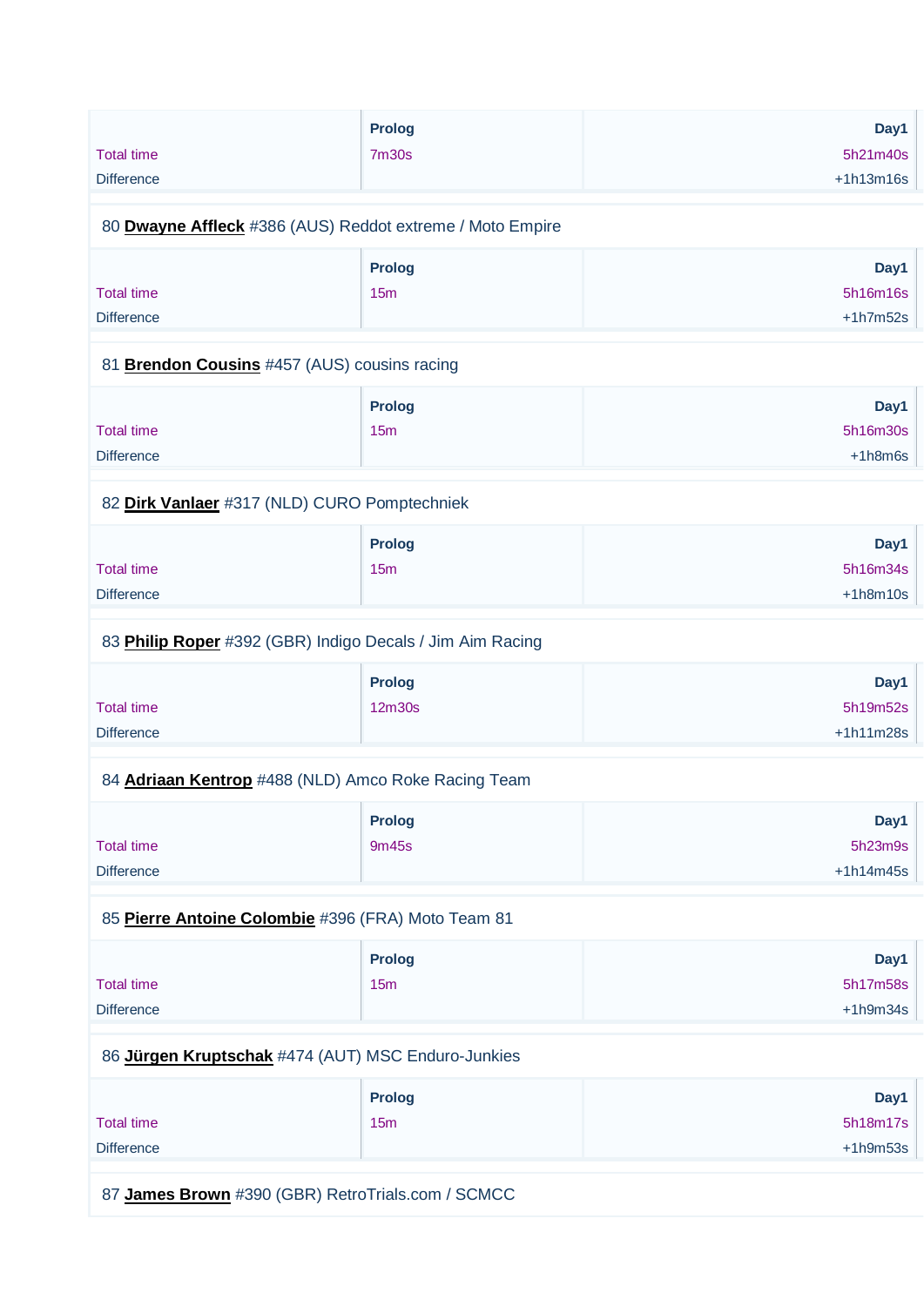| | Prolog | Day1 |
|---|---|---|
| Total time | 7m30s | 5h21m40s |
| Difference | | +1h13m16s |

80 **Dwayne Affleck** #386 (AUS) Reddot extreme / Moto Empire

| | Prolog | Day1 |
|---|---|---|
| Total time | 15m | 5h16m16s |
| Difference | | +1h7m52s |

81 **Brendon Cousins** #457 (AUS) cousins racing

| | Prolog | Day1 |
|---|---|---|
| Total time | 15m | 5h16m30s |
| Difference | | +1h8m6s |

82 **Dirk Vanlaer** #317 (NLD) CURO Pomptechniek

| | Prolog | Day1 |
|---|---|---|
| Total time | 15m | 5h16m34s |
| Difference | | +1h8m10s |

83 **Philip Roper** #392 (GBR) Indigo Decals / Jim Aim Racing

| | Prolog | Day1 |
|---|---|---|
| Total time | 12m30s | 5h19m52s |
| Difference | | +1h11m28s |

84 **Adriaan Kentrop** #488 (NLD) Amco Roke Racing Team

| | Prolog | Day1 |
|---|---|---|
| Total time | 9m45s | 5h23m9s |
| Difference | | +1h14m45s |

85 **Pierre Antoine Colombie** #396 (FRA) Moto Team 81

| | Prolog | Day1 |
|---|---|---|
| Total time | 15m | 5h17m58s |
| Difference | | +1h9m34s |

86 **Jürgen Kruptschak** #474 (AUT) MSC Enduro-Junkies

| | Prolog | Day1 |
|---|---|---|
| Total time | 15m | 5h18m17s |
| Difference | | +1h9m53s |

87 **James Brown** #390 (GBR) RetroTrials.com / SCMCC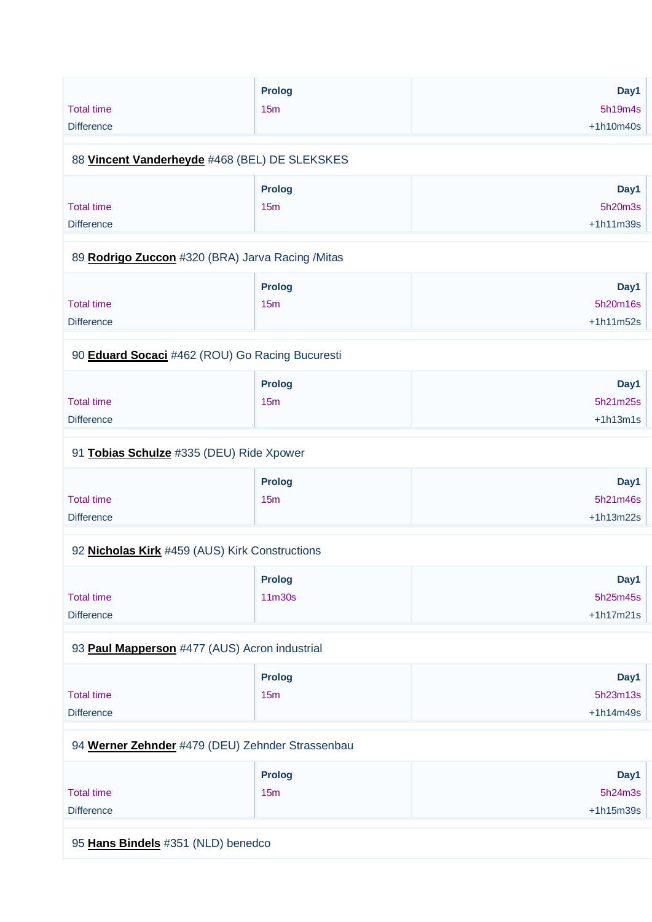| | Prolog | Day1 |
|---|---|---|
| Total time | 15m | 5h19m4s |
| Difference | | +1h10m40s |

88 **Vincent Vanderheyde** #468 (BEL) DE SLEKSKES

| | Prolog | Day1 |
|---|---|---|
| Total time | 15m | 5h20m3s |
| Difference | | +1h11m39s |

89 **Rodrigo Zuccon** #320 (BRA) Jarva Racing /Mitas

| | Prolog | Day1 |
|---|---|---|
| Total time | 15m | 5h20m16s |
| Difference | | +1h11m52s |

90 **Eduard Socaci** #462 (ROU) Go Racing Bucuresti

| | Prolog | Day1 |
|---|---|---|
| Total time | 15m | 5h21m25s |
| Difference | | +1h13m1s |

91 **Tobias Schulze** #335 (DEU) Ride Xpower

| | Prolog | Day1 |
|---|---|---|
| Total time | 15m | 5h21m46s |
| Difference | | +1h13m22s |

92 **Nicholas Kirk** #459 (AUS) Kirk Constructions

| | Prolog | Day1 |
|---|---|---|
| Total time | 11m30s | 5h25m45s |
| Difference | | +1h17m21s |

93 **Paul Mapperson** #477 (AUS) Acron industrial

| | Prolog | Day1 |
|---|---|---|
| Total time | 15m | 5h23m13s |
| Difference | | +1h14m49s |

94 **Werner Zehnder** #479 (DEU) Zehnder Strassenbau

| | Prolog | Day1 |
|---|---|---|
| Total time | 15m | 5h24m3s |
| Difference | | +1h15m39s |

95 **Hans Bindels** #351 (NLD) benedco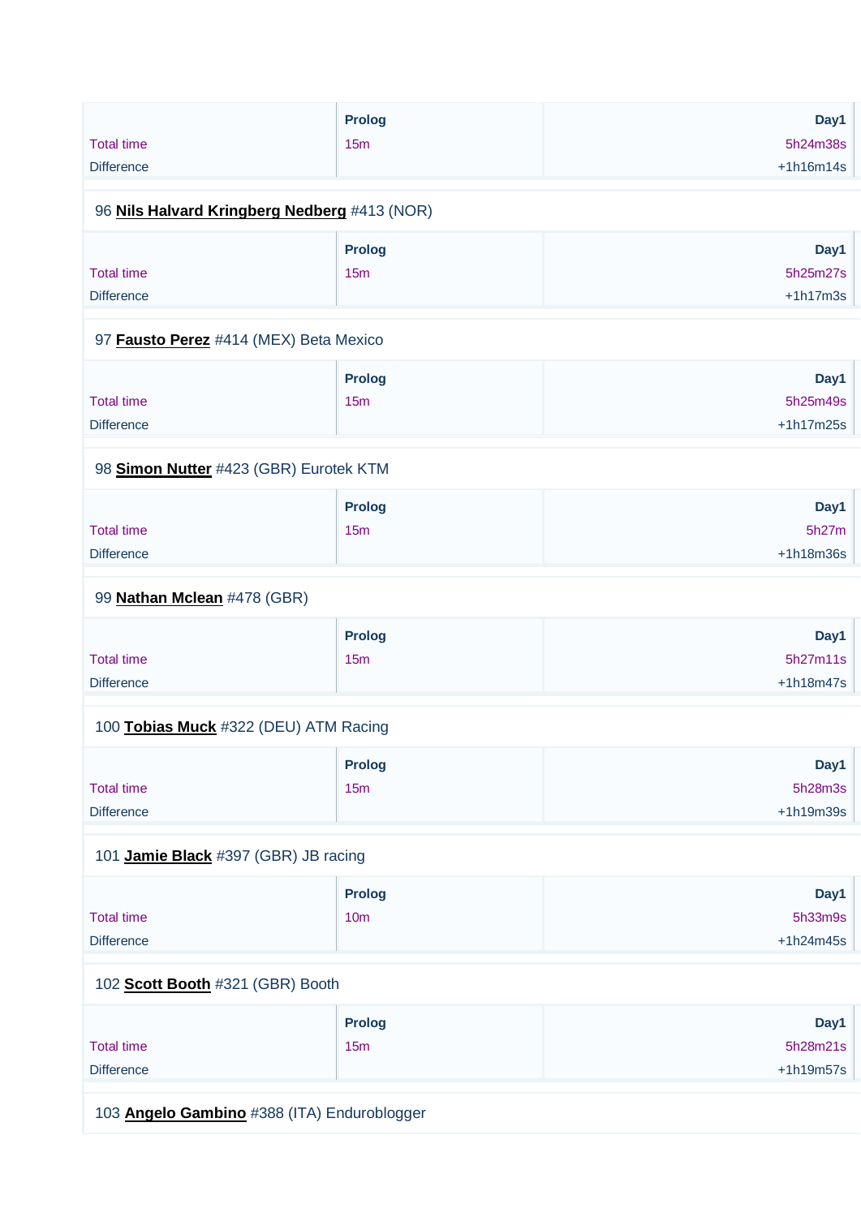| | Prolog | Day1 |
|---|---|---|
| Total time | 15m | 5h24m38s |
| Difference | | +1h16m14s |

96 **Nils Halvard Kringberg Nedberg** #413 (NOR)

| | Prolog | Day1 |
|---|---|---|
| Total time | 15m | 5h25m27s |
| Difference | | +1h17m3s |

97 **Fausto Perez** #414 (MEX) Beta Mexico

| | Prolog | Day1 |
|---|---|---|
| Total time | 15m | 5h25m49s |
| Difference | | +1h17m25s |

98 **Simon Nutter** #423 (GBR) Eurotek KTM

| | Prolog | Day1 |
|---|---|---|
| Total time | 15m | 5h27m |
| Difference | | +1h18m36s |

99 **Nathan Mclean** #478 (GBR)

| | Prolog | Day1 |
|---|---|---|
| Total time | 15m | 5h27m11s |
| Difference | | +1h18m47s |

100 **Tobias Muck** #322 (DEU) ATM Racing

| | Prolog | Day1 |
|---|---|---|
| Total time | 15m | 5h28m3s |
| Difference | | +1h19m39s |

101 **Jamie Black** #397 (GBR) JB racing

| | Prolog | Day1 |
|---|---|---|
| Total time | 10m | 5h33m9s |
| Difference | | +1h24m45s |

102 **Scott Booth** #321 (GBR) Booth

| | Prolog | Day1 |
|---|---|---|
| Total time | 15m | 5h28m21s |
| Difference | | +1h19m57s |

103 **Angelo Gambino** #388 (ITA) Enduroblogger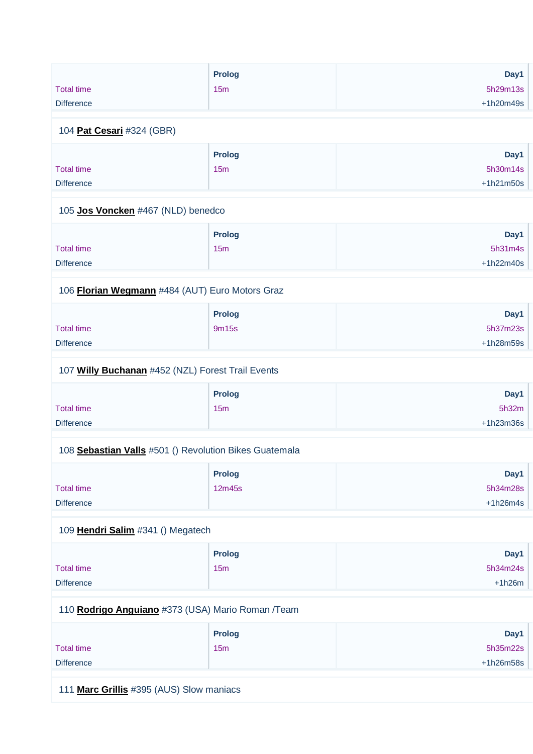| | Prolog | Day1 |
|---|---|---|
| Total time | 15m | 5h29m13s |
| Difference | | +1h20m49s |

104 **Pat Cesari** #324 (GBR)

| | Prolog | Day1 |
|---|---|---|
| Total time | 15m | 5h30m14s |
| Difference | | +1h21m50s |

105 **Jos Voncken** #467 (NLD) benedco

| | Prolog | Day1 |
|---|---|---|
| Total time | 15m | 5h31m4s |
| Difference | | +1h22m40s |

106 **Florian Wegmann** #484 (AUT) Euro Motors Graz

| | Prolog | Day1 |
|---|---|---|
| Total time | 9m15s | 5h37m23s |
| Difference | | +1h28m59s |

107 **Willy Buchanan** #452 (NZL) Forest Trail Events

| | Prolog | Day1 |
|---|---|---|
| Total time | 15m | 5h32m |
| Difference | | +1h23m36s |

108 **Sebastian Valls** #501 () Revolution Bikes Guatemala

| | Prolog | Day1 |
|---|---|---|
| Total time | 12m45s | 5h34m28s |
| Difference | | +1h26m4s |

109 **Hendri Salim** #341 () Megatech

| | Prolog | Day1 |
|---|---|---|
| Total time | 15m | 5h34m24s |
| Difference | | +1h26m |

110 **Rodrigo Anguiano** #373 (USA) Mario Roman /Team

| | Prolog | Day1 |
|---|---|---|
| Total time | 15m | 5h35m22s |
| Difference | | +1h26m58s |

111 **Marc Grillis** #395 (AUS) Slow maniacs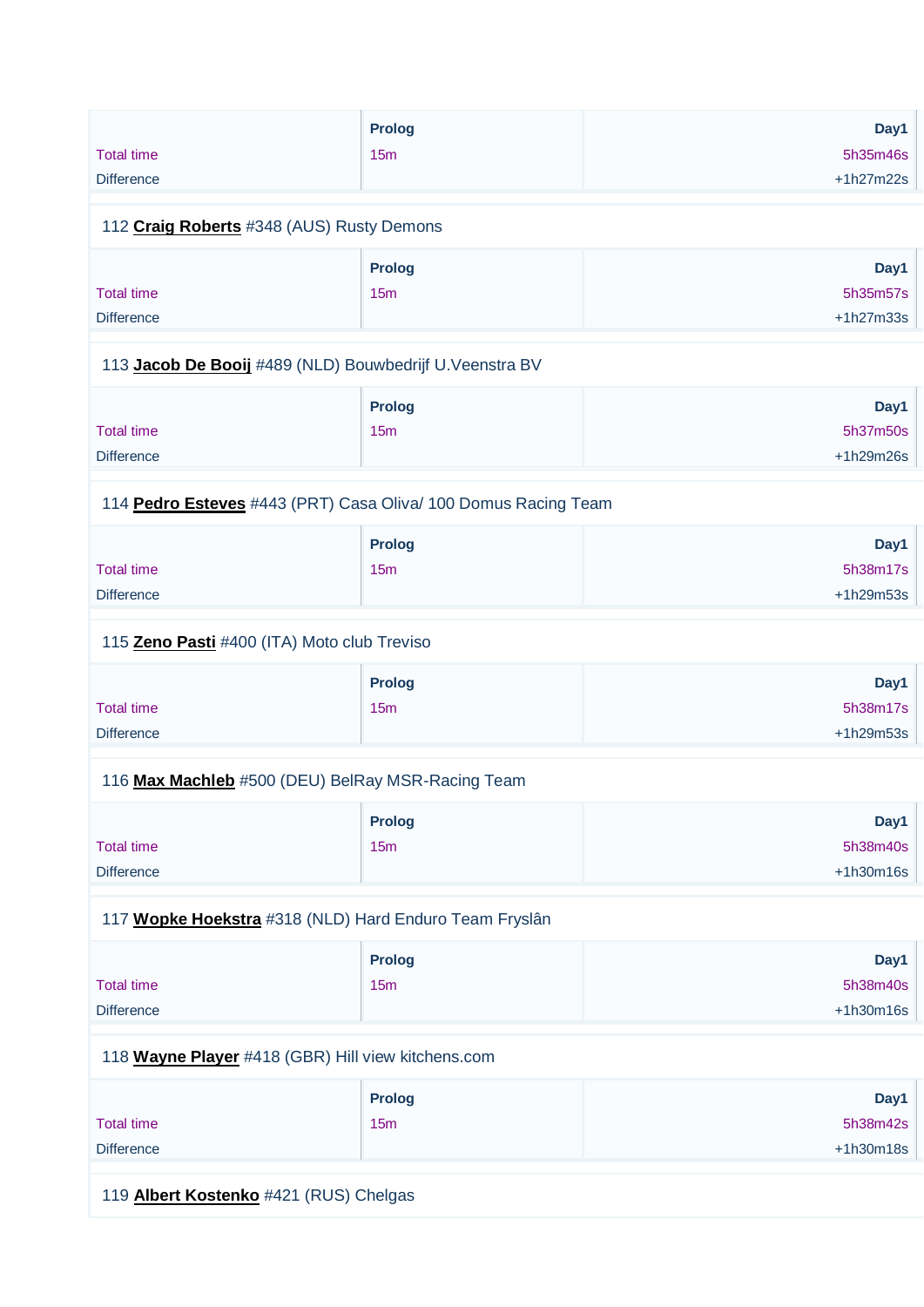| | Prolog | Day1 |
|---|---|---|
| Total time | 15m | 5h35m46s |
| Difference | | +1h27m22s |

112 **Craig Roberts** #348 (AUS) Rusty Demons

| | Prolog | Day1 |
|---|---|---|
| Total time | 15m | 5h35m57s |
| Difference | | +1h27m33s |

113 **Jacob De Booij** #489 (NLD) Bouwbedrijf U.Veenstra BV

| | Prolog | Day1 |
|---|---|---|
| Total time | 15m | 5h37m50s |
| Difference | | +1h29m26s |

114 **Pedro Esteves** #443 (PRT) Casa Oliva/ 100 Domus Racing Team

| | Prolog | Day1 |
|---|---|---|
| Total time | 15m | 5h38m17s |
| Difference | | +1h29m53s |

115 **Zeno Pasti** #400 (ITA) Moto club Treviso

| | Prolog | Day1 |
|---|---|---|
| Total time | 15m | 5h38m17s |
| Difference | | +1h29m53s |

116 **Max Machleb** #500 (DEU) BelRay MSR-Racing Team

| | Prolog | Day1 |
|---|---|---|
| Total time | 15m | 5h38m40s |
| Difference | | +1h30m16s |

117 **Wopke Hoekstra** #318 (NLD) Hard Enduro Team Fryslân

| | Prolog | Day1 |
|---|---|---|
| Total time | 15m | 5h38m40s |
| Difference | | +1h30m16s |

118 **Wayne Player** #418 (GBR) Hill view kitchens.com

| | Prolog | Day1 |
|---|---|---|
| Total time | 15m | 5h38m42s |
| Difference | | +1h30m18s |

119 **Albert Kostenko** #421 (RUS) Chelgas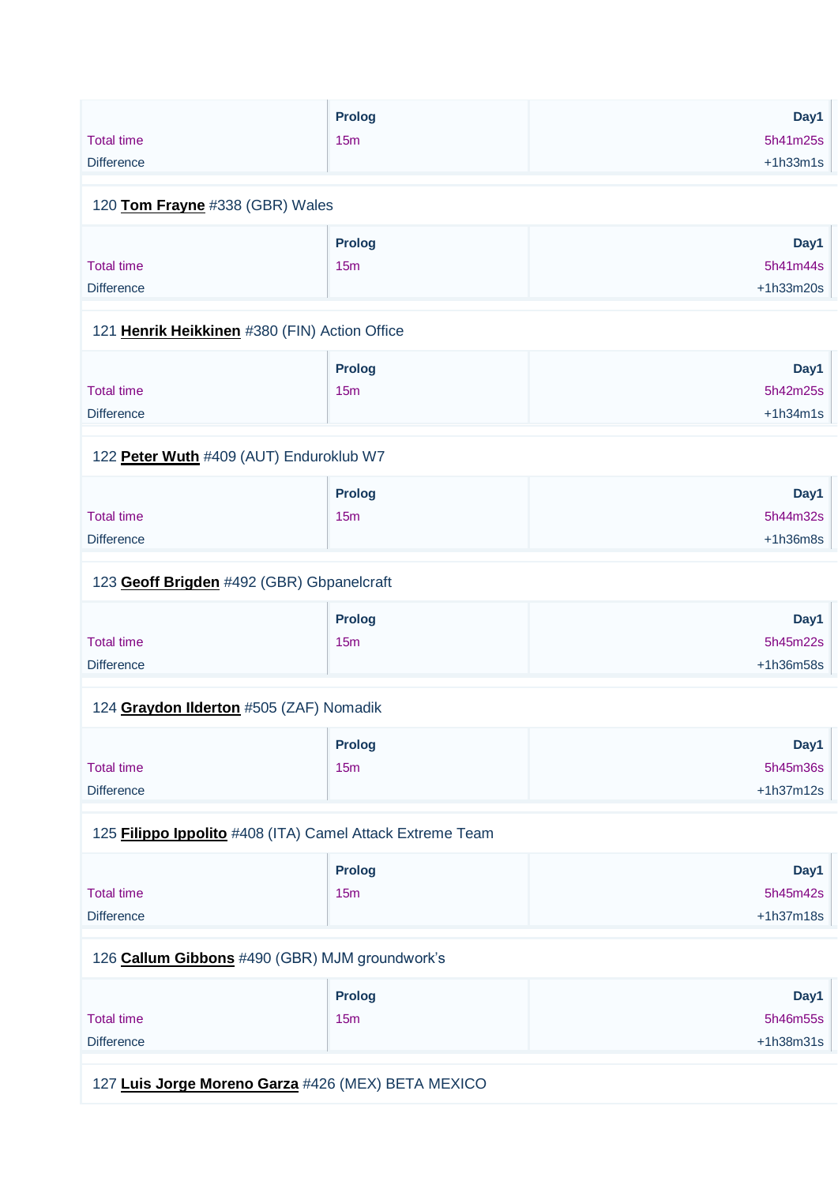| | Prolog | Day1 |
|---|---|---|
| Total time | 15m | 5h41m25s |
| Difference | | +1h33m1s |

120 **Tom Frayne** #338 (GBR) Wales

| | Prolog | Day1 |
|---|---|---|
| Total time | 15m | 5h41m44s |
| Difference | | +1h33m20s |

121 **Henrik Heikkinen** #380 (FIN) Action Office

| | Prolog | Day1 |
|---|---|---|
| Total time | 15m | 5h42m25s |
| Difference | | +1h34m1s |

122 **Peter Wuth** #409 (AUT) Enduroklub W7

| | Prolog | Day1 |
|---|---|---|
| Total time | 15m | 5h44m32s |
| Difference | | +1h36m8s |

123 **Geoff Brigden** #492 (GBR) Gbpanelcraft

| | Prolog | Day1 |
|---|---|---|
| Total time | 15m | 5h45m22s |
| Difference | | +1h36m58s |

124 **Graydon Ilderton** #505 (ZAF) Nomadik

| | Prolog | Day1 |
|---|---|---|
| Total time | 15m | 5h45m36s |
| Difference | | +1h37m12s |

125 **Filippo Ippolito** #408 (ITA) Camel Attack Extreme Team

| | Prolog | Day1 |
|---|---|---|
| Total time | 15m | 5h45m42s |
| Difference | | +1h37m18s |

126 **Callum Gibbons** #490 (GBR) MJM groundwork's

| | Prolog | Day1 |
|---|---|---|
| Total time | 15m | 5h46m55s |
| Difference | | +1h38m31s |

127 **Luis Jorge Moreno Garza** #426 (MEX) BETA MEXICO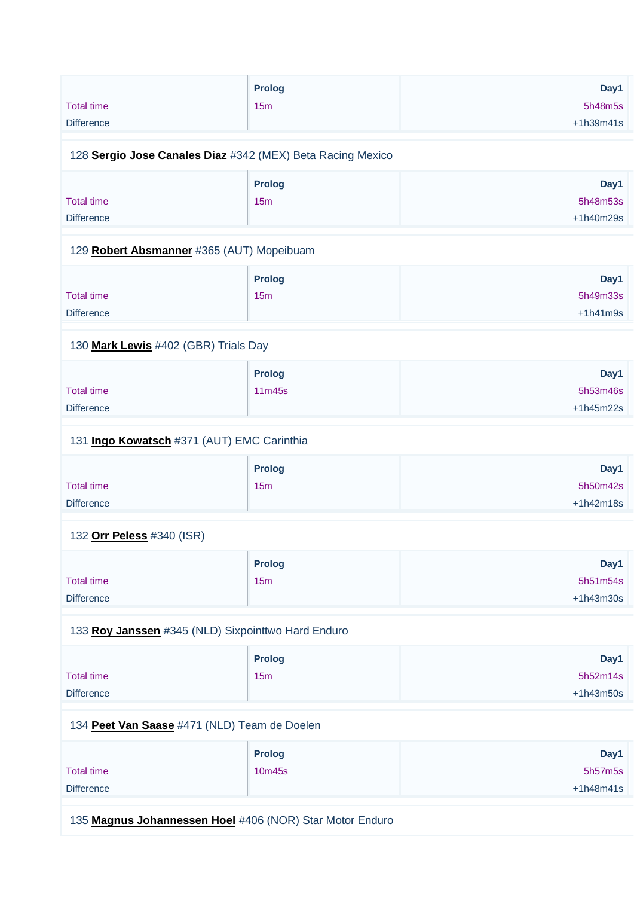| | Prolog | Day1 |
|---|---|---|
| Total time | 15m | 5h48m5s |
| Difference | | +1h39m41s |

128 **Sergio Jose Canales Diaz** #342 (MEX) Beta Racing Mexico

| | Prolog | Day1 |
|---|---|---|
| Total time | 15m | 5h48m53s |
| Difference | | +1h40m29s |

129 **Robert Absmanner** #365 (AUT) Mopeibuam

| | Prolog | Day1 |
|---|---|---|
| Total time | 15m | 5h49m33s |
| Difference | | +1h41m9s |

130 **Mark Lewis** #402 (GBR) Trials Day

| | Prolog | Day1 |
|---|---|---|
| Total time | 11m45s | 5h53m46s |
| Difference | | +1h45m22s |

131 **Ingo Kowatsch** #371 (AUT) EMC Carinthia

| | Prolog | Day1 |
|---|---|---|
| Total time | 15m | 5h50m42s |
| Difference | | +1h42m18s |

132 **Orr Peless** #340 (ISR)

| | Prolog | Day1 |
|---|---|---|
| Total time | 15m | 5h51m54s |
| Difference | | +1h43m30s |

133 **Roy Janssen** #345 (NLD) Sixpointtwo Hard Enduro

| | Prolog | Day1 |
|---|---|---|
| Total time | 15m | 5h52m14s |
| Difference | | +1h43m50s |

134 **Peet Van Saase** #471 (NLD) Team de Doelen

| | Prolog | Day1 |
|---|---|---|
| Total time | 10m45s | 5h57m5s |
| Difference | | +1h48m41s |

135 **Magnus Johannessen Hoel** #406 (NOR) Star Motor Enduro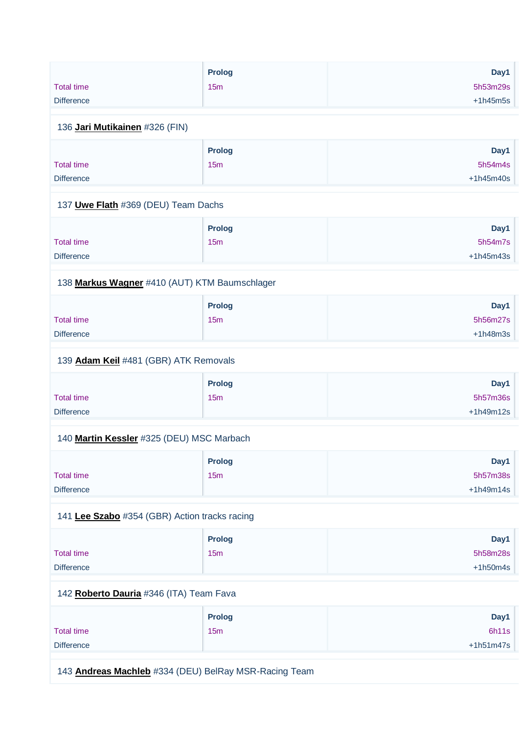| | Prolog | Day1 |
|---|---|---|
| Total time | 15m | 5h53m29s |
| Difference | | +1h45m5s |

136 **Jari Mutikainen** #326 (FIN)

| | Prolog | Day1 |
|---|---|---|
| Total time | 15m | 5h54m4s |
| Difference | | +1h45m40s |

137 **Uwe Flath** #369 (DEU) Team Dachs

| | Prolog | Day1 |
|---|---|---|
| Total time | 15m | 5h54m7s |
| Difference | | +1h45m43s |

138 **Markus Wagner** #410 (AUT) KTM Baumschlager

| | Prolog | Day1 |
|---|---|---|
| Total time | 15m | 5h56m27s |
| Difference | | +1h48m3s |

139 **Adam Keil** #481 (GBR) ATK Removals

| | Prolog | Day1 |
|---|---|---|
| Total time | 15m | 5h57m36s |
| Difference | | +1h49m12s |

140 **Martin Kessler** #325 (DEU) MSC Marbach

| | Prolog | Day1 |
|---|---|---|
| Total time | 15m | 5h57m38s |
| Difference | | +1h49m14s |

141 **Lee Szabo** #354 (GBR) Action tracks racing

| | Prolog | Day1 |
|---|---|---|
| Total time | 15m | 5h58m28s |
| Difference | | +1h50m4s |

142 **Roberto Dauria** #346 (ITA) Team Fava

| | Prolog | Day1 |
|---|---|---|
| Total time | 15m | 6h11s |
| Difference | | +1h51m47s |

143 **Andreas Machleb** #334 (DEU) BelRay MSR-Racing Team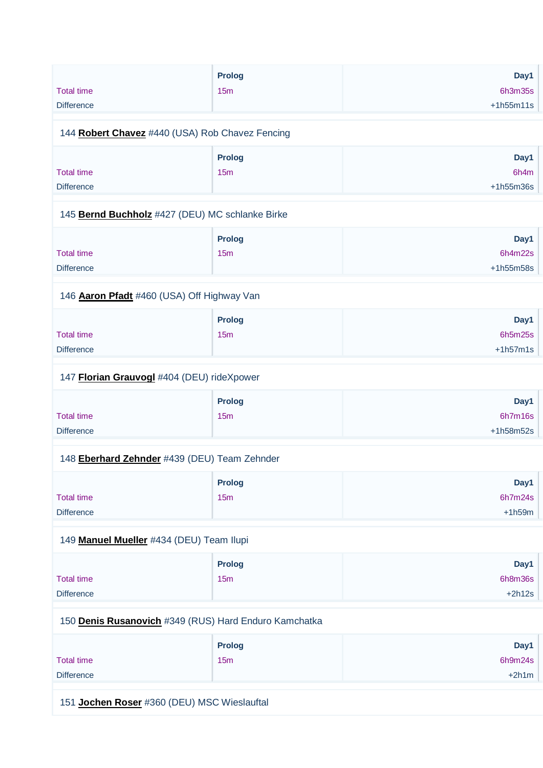| | Prolog | Day1 |
|---|---|---|
| Total time | 15m | 6h3m35s |
| Difference | | +1h55m11s |

144 **Robert Chavez** #440 (USA) Rob Chavez Fencing

| | Prolog | Day1 |
|---|---|---|
| Total time | 15m | 6h4m |
| Difference | | +1h55m36s |

145 **Bernd Buchholz** #427 (DEU) MC schlanke Birke

| | Prolog | Day1 |
|---|---|---|
| Total time | 15m | 6h4m22s |
| Difference | | +1h55m58s |

146 **Aaron Pfadt** #460 (USA) Off Highway Van

| | Prolog | Day1 |
|---|---|---|
| Total time | 15m | 6h5m25s |
| Difference | | +1h57m1s |

147 **Florian Grauvogl** #404 (DEU) rideXpower

| | Prolog | Day1 |
|---|---|---|
| Total time | 15m | 6h7m16s |
| Difference | | +1h58m52s |

148 **Eberhard Zehnder** #439 (DEU) Team Zehnder

| | Prolog | Day1 |
|---|---|---|
| Total time | 15m | 6h7m24s |
| Difference | | +1h59m |

149 **Manuel Mueller** #434 (DEU) Team Ilupi

| | Prolog | Day1 |
|---|---|---|
| Total time | 15m | 6h8m36s |
| Difference | | +2h12s |

150 **Denis Rusanovich** #349 (RUS) Hard Enduro Kamchatka

| | Prolog | Day1 |
|---|---|---|
| Total time | 15m | 6h9m24s |
| Difference | | +2h1m |

151 **Jochen Roser** #360 (DEU) MSC Wieslauftal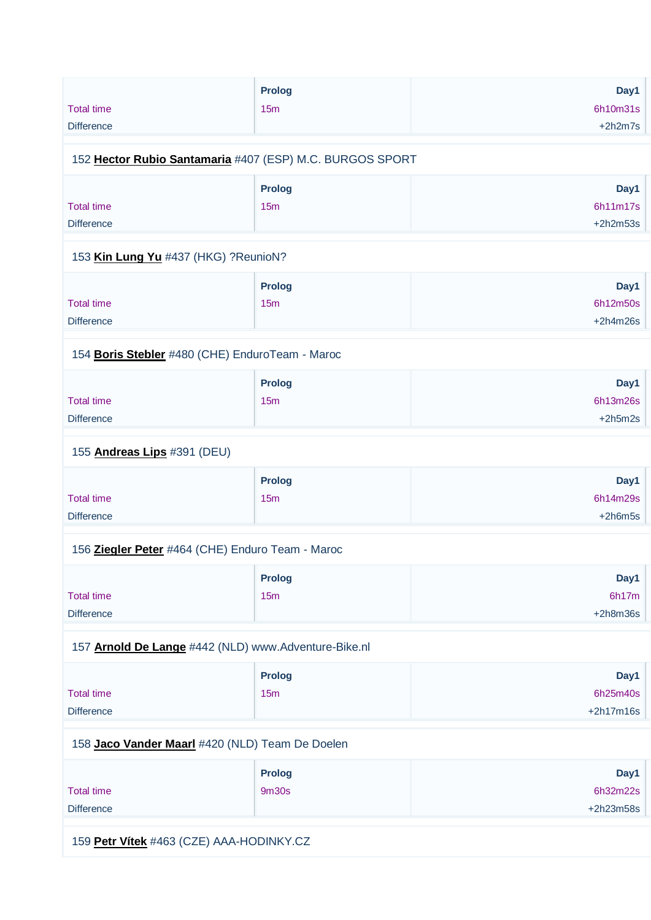| | Prolog | Day1 |
|---|---|---|
| Total time | 15m | 6h10m31s |
| Difference | | +2h2m7s |

152 **Hector Rubio Santamaria** #407 (ESP) M.C. BURGOS SPORT

| | Prolog | Day1 |
|---|---|---|
| Total time | 15m | 6h11m17s |
| Difference | | +2h2m53s |

153 **Kin Lung Yu** #437 (HKG) ?ReunioN?

| | Prolog | Day1 |
|---|---|---|
| Total time | 15m | 6h12m50s |
| Difference | | +2h4m26s |

154 **Boris Stebler** #480 (CHE) EnduroTeam - Maroc

| | Prolog | Day1 |
|---|---|---|
| Total time | 15m | 6h13m26s |
| Difference | | +2h5m2s |

155 **Andreas Lips** #391 (DEU)

| | Prolog | Day1 |
|---|---|---|
| Total time | 15m | 6h14m29s |
| Difference | | +2h6m5s |

156 **Ziegler Peter** #464 (CHE) Enduro Team - Maroc

| | Prolog | Day1 |
|---|---|---|
| Total time | 15m | 6h17m |
| Difference | | +2h8m36s |

157 **Arnold De Lange** #442 (NLD) www.Adventure-Bike.nl

| | Prolog | Day1 |
|---|---|---|
| Total time | 15m | 6h25m40s |
| Difference | | +2h17m16s |

158 **Jaco Vander Maarl** #420 (NLD) Team De Doelen

| | Prolog | Day1 |
|---|---|---|
| Total time | 9m30s | 6h32m22s |
| Difference | | +2h23m58s |

159 **Petr Vítek** #463 (CZE) AAA-HODINKY.CZ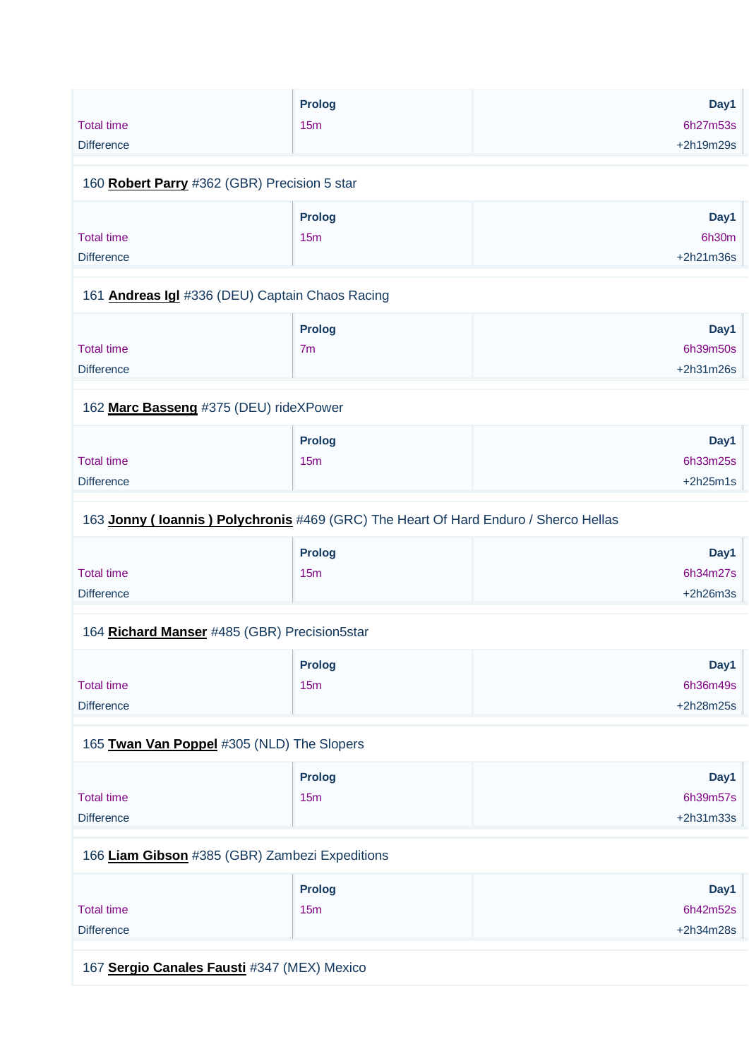| | Prolog | Day1 |
|---|---|---|
| Total time | 15m | 6h27m53s |
| Difference | | +2h19m29s |

160 **Robert Parry** #362 (GBR) Precision 5 star

| | Prolog | Day1 |
|---|---|---|
| Total time | 15m | 6h30m |
| Difference | | +2h21m36s |

161 **Andreas Igl** #336 (DEU) Captain Chaos Racing

| | Prolog | Day1 |
|---|---|---|
| Total time | 7m | 6h39m50s |
| Difference | | +2h31m26s |

162 **Marc Basseng** #375 (DEU) rideXPower

| | Prolog | Day1 |
|---|---|---|
| Total time | 15m | 6h33m25s |
| Difference | | +2h25m1s |

163 **Jonny ( Ioannis ) Polychronis** #469 (GRC) The Heart Of Hard Enduro / Sherco Hellas

| | Prolog | Day1 |
|---|---|---|
| Total time | 15m | 6h34m27s |
| Difference | | +2h26m3s |

164 **Richard Manser** #485 (GBR) Precision5star

| | Prolog | Day1 |
|---|---|---|
| Total time | 15m | 6h36m49s |
| Difference | | +2h28m25s |

165 **Twan Van Poppel** #305 (NLD) The Slopers

| | Prolog | Day1 |
|---|---|---|
| Total time | 15m | 6h39m57s |
| Difference | | +2h31m33s |

166 **Liam Gibson** #385 (GBR) Zambezi Expeditions

| | Prolog | Day1 |
|---|---|---|
| Total time | 15m | 6h42m52s |
| Difference | | +2h34m28s |

167 **Sergio Canales Fausti** #347 (MEX) Mexico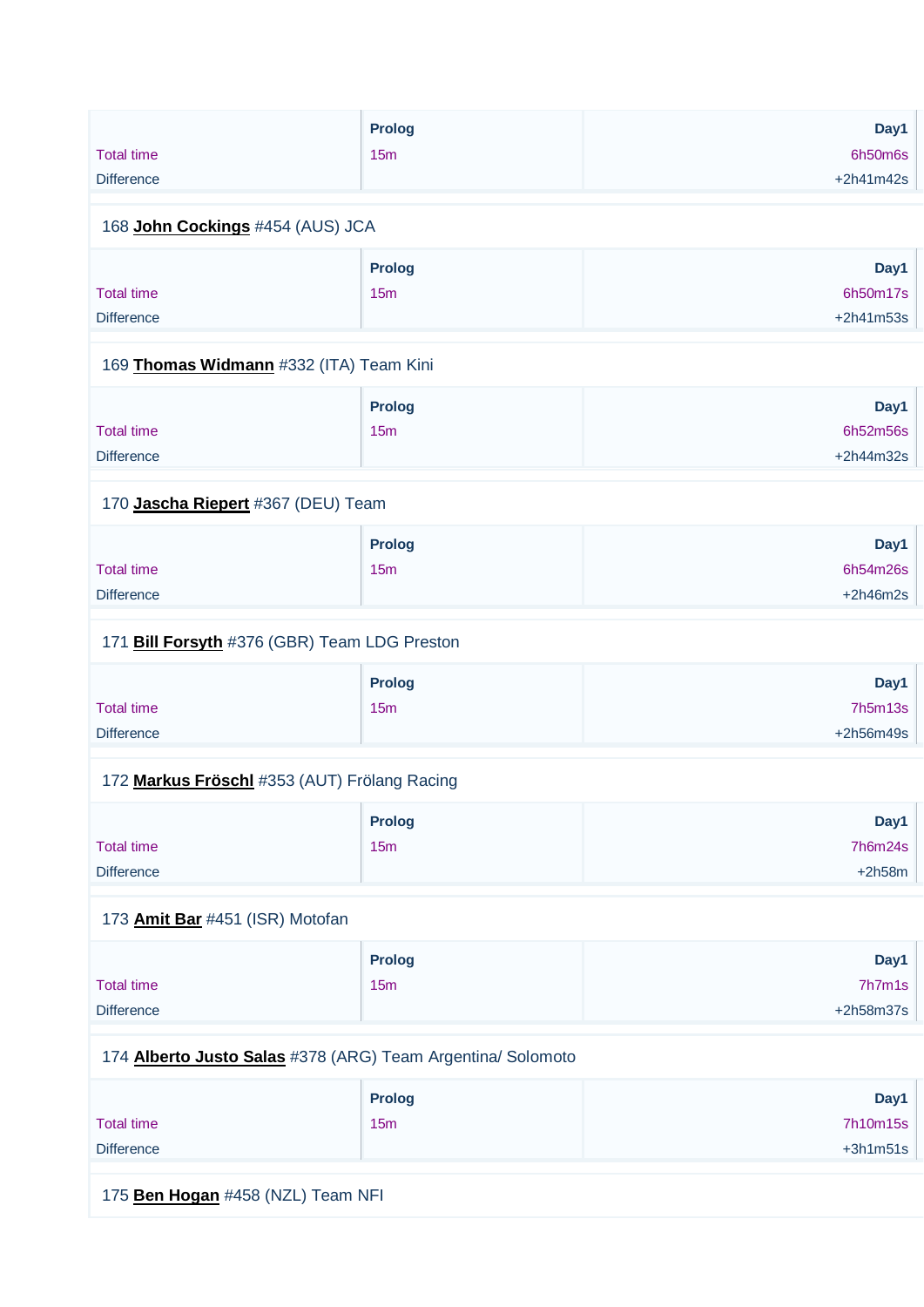| | Prolog | Day1 |
|---|---|---|
| Total time | 15m | 6h50m6s |
| Difference | | +2h41m42s |

168 **John Cockings** #454 (AUS) JCA

| | Prolog | Day1 |
|---|---|---|
| Total time | 15m | 6h50m17s |
| Difference | | +2h41m53s |

169 **Thomas Widmann** #332 (ITA) Team Kini

| | Prolog | Day1 |
|---|---|---|
| Total time | 15m | 6h52m56s |
| Difference | | +2h44m32s |

170 **Jascha Riepert** #367 (DEU) Team

| | Prolog | Day1 |
|---|---|---|
| Total time | 15m | 6h54m26s |
| Difference | | +2h46m2s |

171 **Bill Forsyth** #376 (GBR) Team LDG Preston

| | Prolog | Day1 |
|---|---|---|
| Total time | 15m | 7h5m13s |
| Difference | | +2h56m49s |

172 **Markus Fröschl** #353 (AUT) Frölang Racing

| | Prolog | Day1 |
|---|---|---|
| Total time | 15m | 7h6m24s |
| Difference | | +2h58m |

173 **Amit Bar** #451 (ISR) Motofan

| | Prolog | Day1 |
|---|---|---|
| Total time | 15m | 7h7m1s |
| Difference | | +2h58m37s |

174 **Alberto Justo Salas** #378 (ARG) Team Argentina/ Solomoto

| | Prolog | Day1 |
|---|---|---|
| Total time | 15m | 7h10m15s |
| Difference | | +3h1m51s |

175 **Ben Hogan** #458 (NZL) Team NFI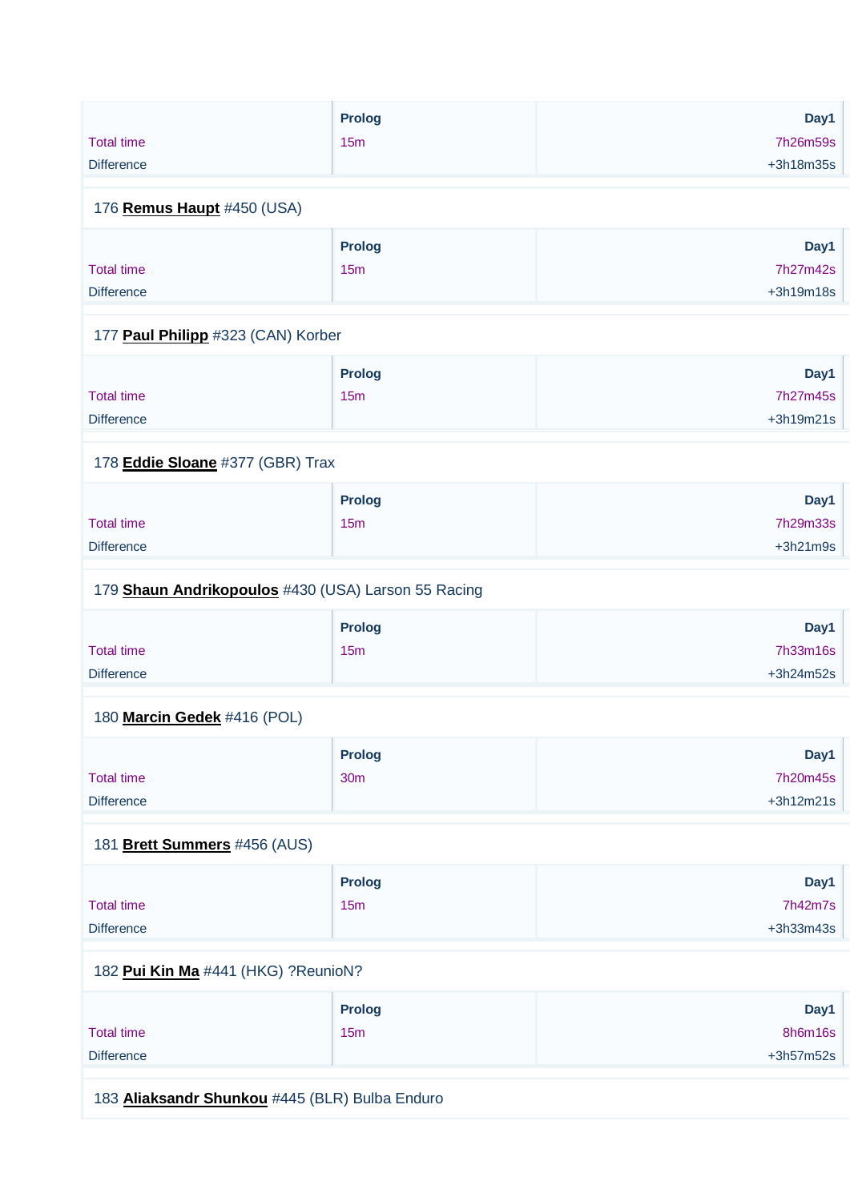| | Prolog | Day1 |
|---|---|---|
| Total time | 15m | 7h26m59s |
| Difference | | +3h18m35s |

176 **Remus Haupt** #450 (USA)

| | Prolog | Day1 |
|---|---|---|
| Total time | 15m | 7h27m42s |
| Difference | | +3h19m18s |

177 **Paul Philipp** #323 (CAN) Korber

| | Prolog | Day1 |
|---|---|---|
| Total time | 15m | 7h27m45s |
| Difference | | +3h19m21s |

178 **Eddie Sloane** #377 (GBR) Trax

| | Prolog | Day1 |
|---|---|---|
| Total time | 15m | 7h29m33s |
| Difference | | +3h21m9s |

179 **Shaun Andrikopoulos** #430 (USA) Larson 55 Racing

| | Prolog | Day1 |
|---|---|---|
| Total time | 15m | 7h33m16s |
| Difference | | +3h24m52s |

180 **Marcin Gedek** #416 (POL)

| | Prolog | Day1 |
|---|---|---|
| Total time | 30m | 7h20m45s |
| Difference | | +3h12m21s |

181 **Brett Summers** #456 (AUS)

| | Prolog | Day1 |
|---|---|---|
| Total time | 15m | 7h42m7s |
| Difference | | +3h33m43s |

182 **Pui Kin Ma** #441 (HKG) ?ReunioN?

| | Prolog | Day1 |
|---|---|---|
| Total time | 15m | 8h6m16s |
| Difference | | +3h57m52s |

183 **Aliaksandr Shunkou** #445 (BLR) Bulba Enduro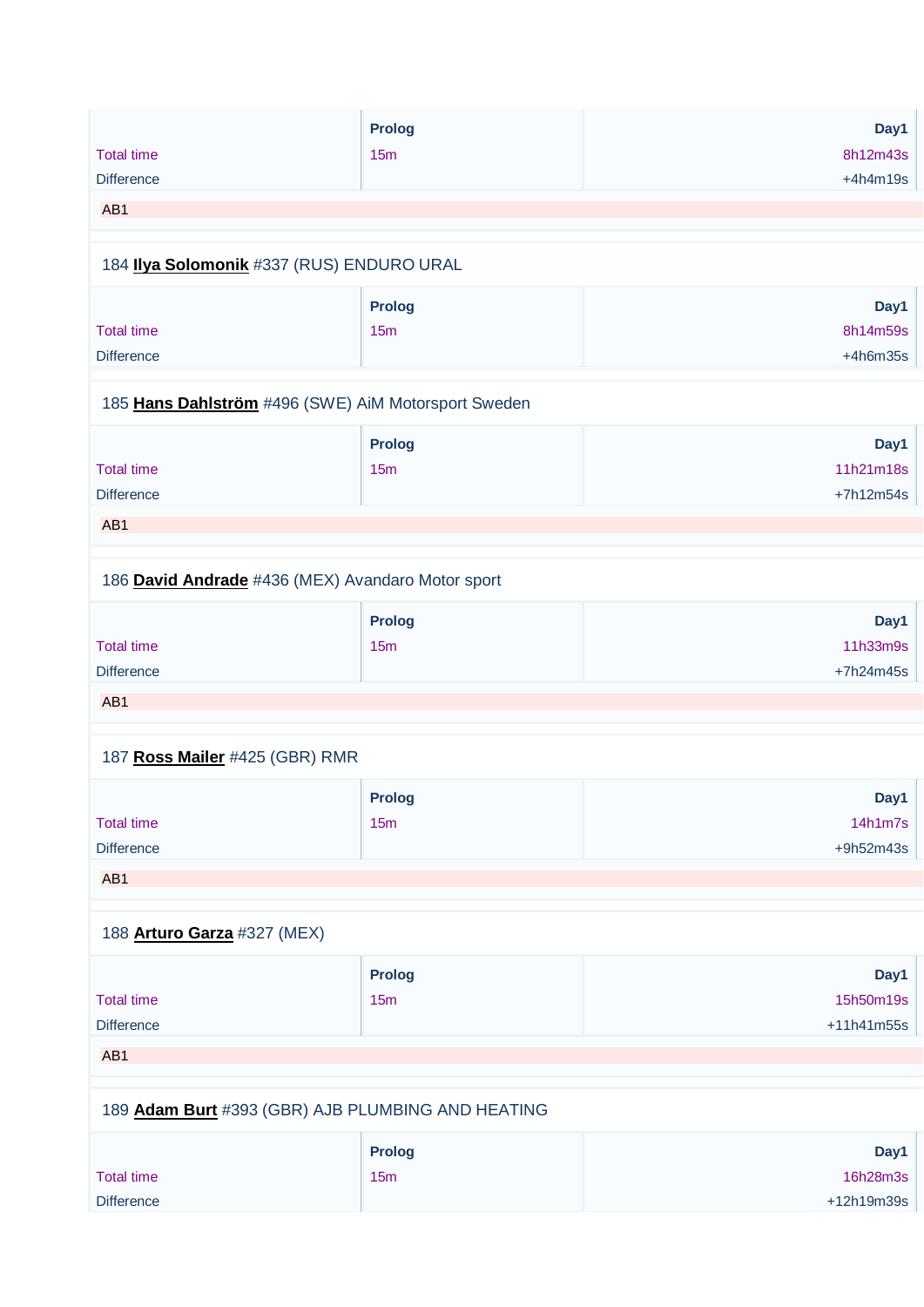| | Prolog | Day1 |
|---|---|---|
| Total time | 15m | 8h12m43s |
| Difference | | +4h4m19s |

AB1

184 **Ilya Solomonik** #337 (RUS) ENDURO URAL

| | Prolog | Day1 |
|---|---|---|
| Total time | 15m | 8h14m59s |
| Difference | | +4h6m35s |

185 **Hans Dahlström** #496 (SWE) AiM Motorsport Sweden

| | Prolog | Day1 |
|---|---|---|
| Total time | 15m | 11h21m18s |
| Difference | | +7h12m54s |

AB1

186 **David Andrade** #436 (MEX) Avandaro Motor sport

| | Prolog | Day1 |
|---|---|---|
| Total time | 15m | 11h33m9s |
| Difference | | +7h24m45s |

AB1

187 **Ross Mailer** #425 (GBR) RMR

| | Prolog | Day1 |
|---|---|---|
| Total time | 15m | 14h1m7s |
| Difference | | +9h52m43s |

AB1

188 **Arturo Garza** #327 (MEX)

| | Prolog | Day1 |
|---|---|---|
| Total time | 15m | 15h50m19s |
| Difference | | +11h41m55s |

AB1

189 **Adam Burt** #393 (GBR) AJB PLUMBING AND HEATING

| | Prolog | Day1 |
|---|---|---|
| Total time | 15m | 16h28m3s |
| Difference | | +12h19m39s |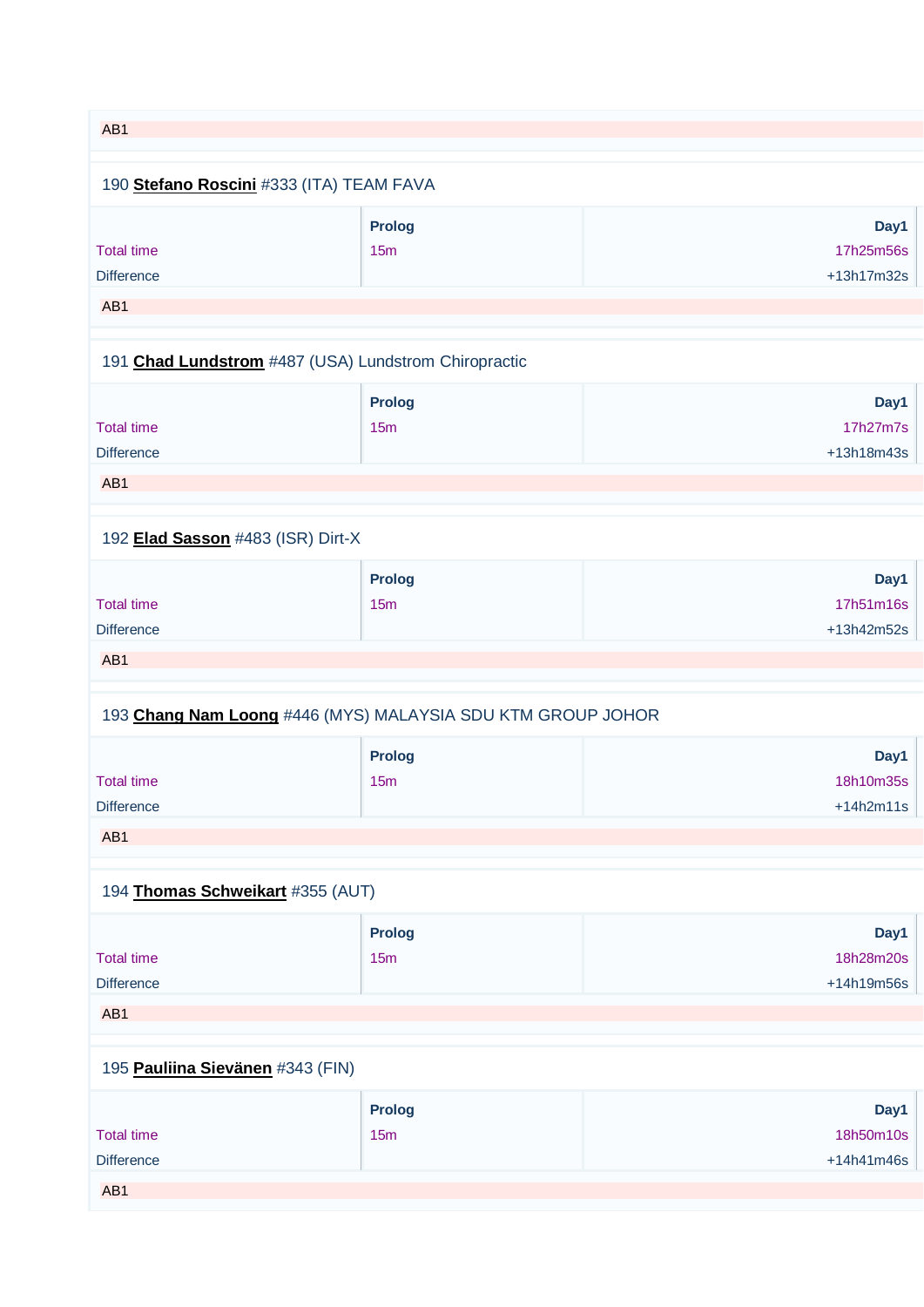AB1

190 **Stefano Roscini** #333 (ITA) TEAM FAVA

| | Prolog | Day1 |
|---|---|---|
| Total time | 15m | 17h25m56s |
| Difference | | +13h17m32s |

AB1

191 **Chad Lundstrom** #487 (USA) Lundstrom Chiropractic

| | Prolog | Day1 |
|---|---|---|
| Total time | 15m | 17h27m7s |
| Difference | | +13h18m43s |

AB1

192 **Elad Sasson** #483 (ISR) Dirt-X

| | Prolog | Day1 |
|---|---|---|
| Total time | 15m | 17h51m16s |
| Difference | | +13h42m52s |

AB1

193 **Chang Nam Loong** #446 (MYS) MALAYSIA SDU KTM GROUP JOHOR

| | Prolog | Day1 |
|---|---|---|
| Total time | 15m | 18h10m35s |
| Difference | | +14h2m11s |

AB1

194 **Thomas Schweikart** #355 (AUT)

| | Prolog | Day1 |
|---|---|---|
| Total time | 15m | 18h28m20s |
| Difference | | +14h19m56s |

AB1

195 **Pauliina Sievänen** #343 (FIN)

| | Prolog | Day1 |
|---|---|---|
| Total time | 15m | 18h50m10s |
| Difference | | +14h41m46s |

AB1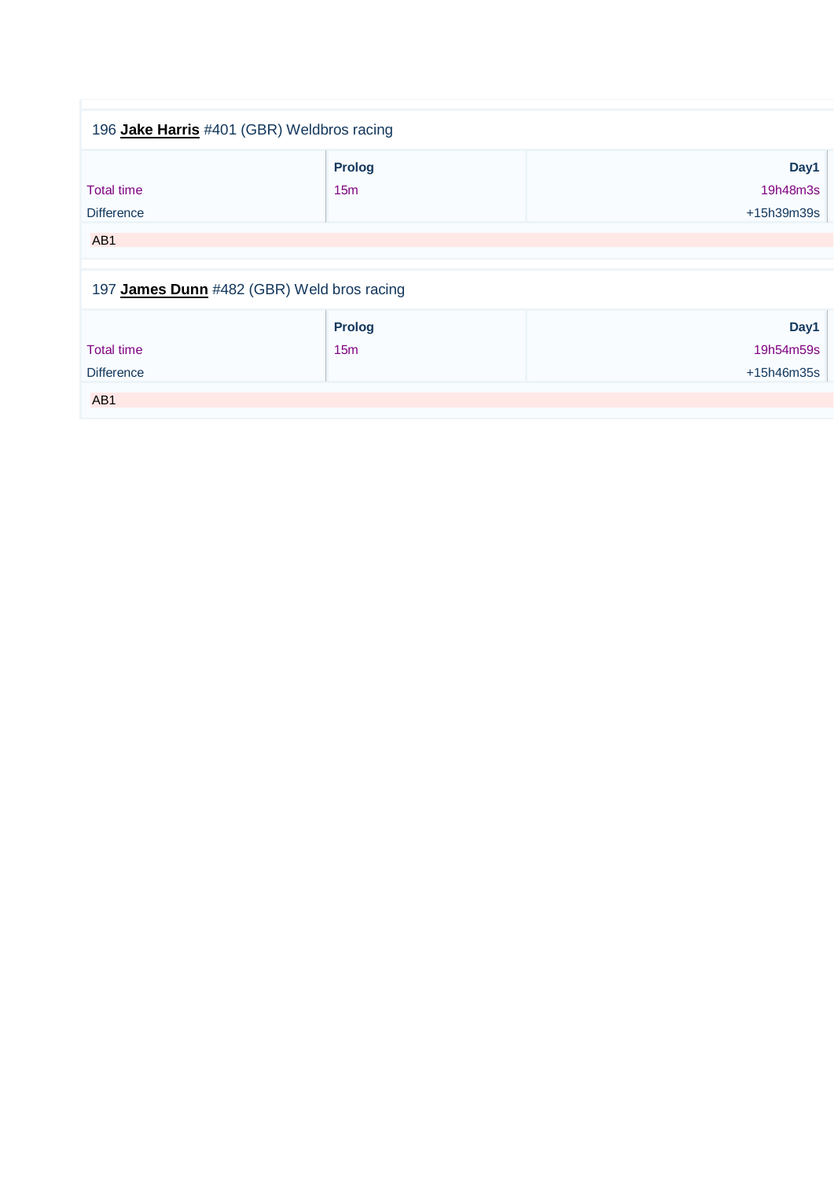196 **Jake Harris** #401 (GBR) Weldbros racing

| | Prolog | Day1 |
|---|---|---|
| Total time | 15m | 19h48m3s |
| Difference | | +15h39m39s |

AB1

197 **James Dunn** #482 (GBR) Weld bros racing

| | Prolog | Day1 |
|---|---|---|
| Total time | 15m | 19h54m59s |
| Difference | | +15h46m35s |

AB1